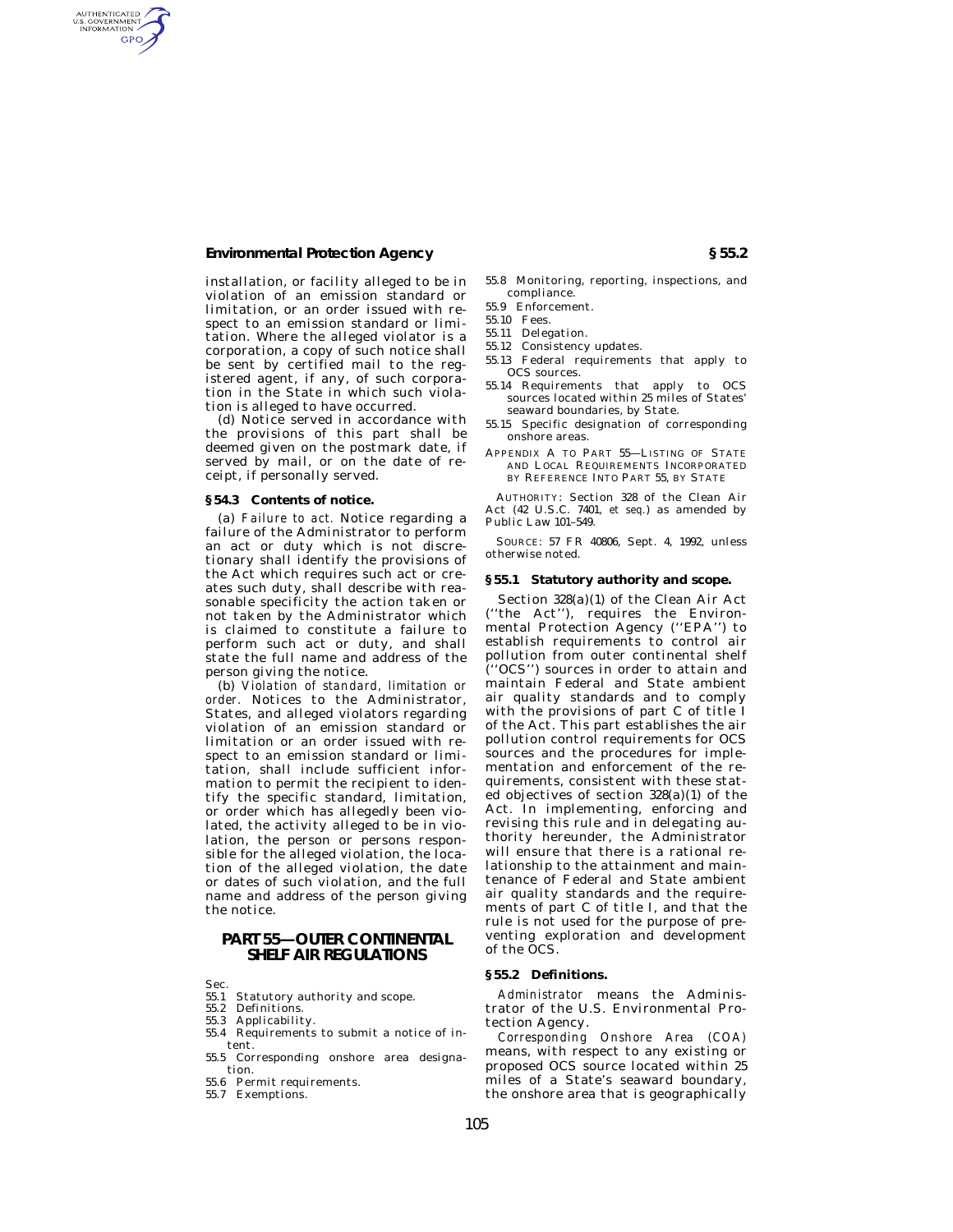installation, or facility alleged to be in violation of an emission standard or limitation, or an order issued with respect to an emission standard or limitation. Where the alleged violator is a corporation, a copy of such notice shall be sent by certified mail to the registered agent, if any, of such corporation in the State in which such violation is alleged to have occurred.

(d) Notice served in accordance with the provisions of this part shall be deemed given on the postmark date, if served by mail, or on the date of receipt, if personally served.

### § 54.3 Contents of notice.

(a) *Failure to act.* Notice regarding a failure of the Administrator to perform an act or duty which is not discretionary shall identify the provisions of the Act which requires such act or creates such duty, shall describe with reasonable specificity the action taken or not taken by the Administrator which is claimed to constitute a failure to perform such act or duty, and shall state the full name and address of the person giving the notice.

(b) *Violation of standard, limitation or order.* Notices to the Administrator, States, and alleged violators regarding violation of an emission standard or limitation or an order issued with respect to an emission standard or limitation, shall include sufficient information to permit the recipient to identify the specific standard, limitation, or order which has allegedly been violated, the activity alleged to be in violation, the person or persons responsible for the alleged violation, the location of the alleged violation, the date or dates of such violation, and the full name and address of the person giving the notice.

## PART 55—OUTER CONTINENTAL SHELF AIR REGULATIONS

Sec.
55.1 Statutory authority and scope.
55.2 Definitions.
55.3 Applicability.
55.4 Requirements to submit a notice of intent.
55.5 Corresponding onshore area designation.
55.6 Permit requirements.
55.7 Exemptions.
55.8 Monitoring, reporting, inspections, and compliance.
55.9 Enforcement.
55.10 Fees.
55.11 Delegation.
55.12 Consistency updates.
55.13 Federal requirements that apply to OCS sources.
55.14 Requirements that apply to OCS sources located within 25 miles of States' seaward boundaries, by State.
55.15 Specific designation of corresponding onshore areas.

APPENDIX A TO PART 55—LISTING OF STATE AND LOCAL REQUIREMENTS INCORPORATED BY REFERENCE INTO PART 55, BY STATE

AUTHORITY: Section 328 of the Clean Air Act (42 U.S.C. 7401, *et seq.*) as amended by Public Law 101–549.

SOURCE: 57 FR 40806, Sept. 4, 1992, unless otherwise noted.

### § 55.1 Statutory authority and scope.

Section 328(a)(1) of the Clean Air Act (''the Act''), requires the Environmental Protection Agency (''EPA'') to establish requirements to control air pollution from outer continental shelf (''OCS'') sources in order to attain and maintain Federal and State ambient air quality standards and to comply with the provisions of part C of title I of the Act. This part establishes the air pollution control requirements for OCS sources and the procedures for implementation and enforcement of the requirements, consistent with these stated objectives of section 328(a)(1) of the Act. In implementing, enforcing and revising this rule and in delegating authority hereunder, the Administrator will ensure that there is a rational relationship to the attainment and maintenance of Federal and State ambient air quality standards and the requirements of part C of title I, and that the rule is not used for the purpose of preventing exploration and development of the OCS.

### § 55.2 Definitions.

*Administrator* means the Administrator of the U.S. Environmental Protection Agency.

*Corresponding Onshore Area (COA)* means, with respect to any existing or proposed OCS source located within 25 miles of a State's seaward boundary, the onshore area that is geographically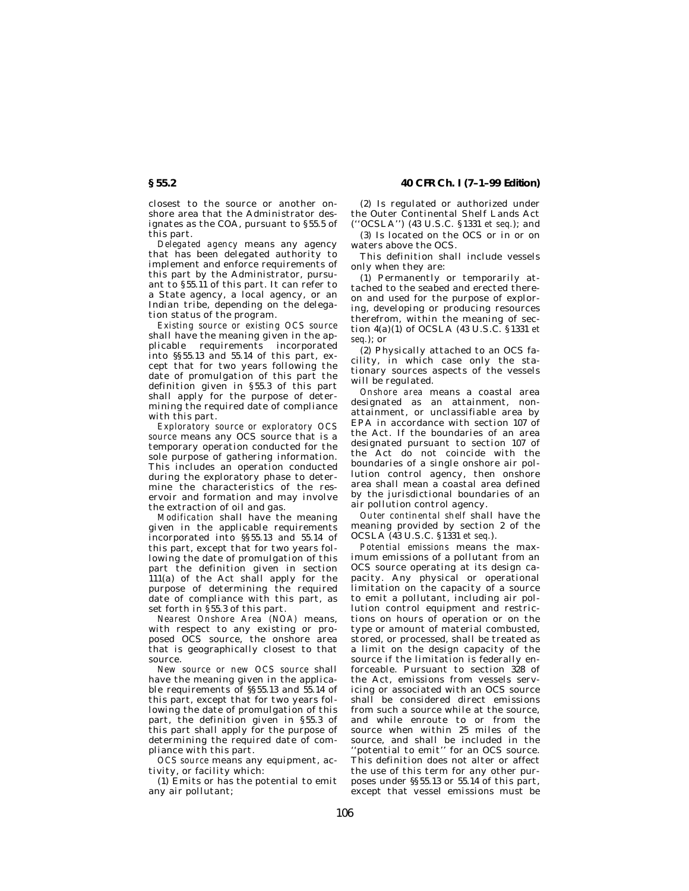closest to the source or another onshore area that the Administrator designates as the COA, pursuant to §55.5 of this part.

*Delegated agency* means any agency that has been delegated authority to implement and enforce requirements of this part by the Administrator, pursuant to §55.11 of this part. It can refer to a State agency, a local agency, or an Indian tribe, depending on the delegation status of the program.

*Existing source or existing OCS source* shall have the meaning given in the applicable requirements incorporated into §§55.13 and 55.14 of this part, except that for two years following the date of promulgation of this part the definition given in §55.3 of this part shall apply for the purpose of determining the required date of compliance with this part.

*Exploratory source or exploratory OCS source* means any OCS source that is a temporary operation conducted for the sole purpose of gathering information. This includes an operation conducted during the exploratory phase to determine the characteristics of the reservoir and formation and may involve the extraction of oil and gas.

*Modification* shall have the meaning given in the applicable requirements incorporated into §§55.13 and 55.14 of this part, except that for two years following the date of promulgation of this part the definition given in section 111(a) of the Act shall apply for the purpose of determining the required date of compliance with this part, as set forth in §55.3 of this part.

*Nearest Onshore Area (NOA)* means, with respect to any existing or proposed OCS source, the onshore area that is geographically closest to that source.

*New source or new OCS source* shall have the meaning given in the applicable requirements of §§55.13 and 55.14 of this part, except that for two years following the date of promulgation of this part, the definition given in §55.3 of this part shall apply for the purpose of determining the required date of compliance with this part.

*OCS source* means any equipment, activity, or facility which:

(1) Emits or has the potential to emit any air pollutant;

(2) Is regulated or authorized under the Outer Continental Shelf Lands Act (''OCSLA'') (43 U.S.C. §1331 *et seq.*); and

(3) Is located on the OCS or in or on waters above the OCS.

This definition shall include vessels only when they are:

(1) Permanently or temporarily attached to the seabed and erected thereon and used for the purpose of exploring, developing or producing resources therefrom, within the meaning of section 4(a)(1) of OCSLA (43 U.S.C. §1331 *et seq.*); or

(2) Physically attached to an OCS facility, in which case only the stationary sources aspects of the vessels will be regulated.

*Onshore area* means a coastal area designated as an attainment, nonattainment, or unclassifiable area by EPA in accordance with section 107 of the Act. If the boundaries of an area designated pursuant to section 107 of the Act do not coincide with the boundaries of a single onshore air pollution control agency, then onshore area shall mean a coastal area defined by the jurisdictional boundaries of an air pollution control agency.

*Outer continental shelf* shall have the meaning provided by section 2 of the OCSLA (43 U.S.C. §1331 *et seq.*).

*Potential emissions* means the maximum emissions of a pollutant from an OCS source operating at its design capacity. Any physical or operational limitation on the capacity of a source to emit a pollutant, including air pollution control equipment and restrictions on hours of operation or on the type or amount of material combusted, stored, or processed, shall be treated as a limit on the design capacity of the source if the limitation is federally enforceable. Pursuant to section 328 of the Act, emissions from vessels servicing or associated with an OCS source shall be considered direct emissions from such a source while at the source, and while enroute to or from the source when within 25 miles of the source, and shall be included in the ''potential to emit'' for an OCS source. This definition does not alter or affect the use of this term for any other purposes under §§55.13 or 55.14 of this part, except that vessel emissions must be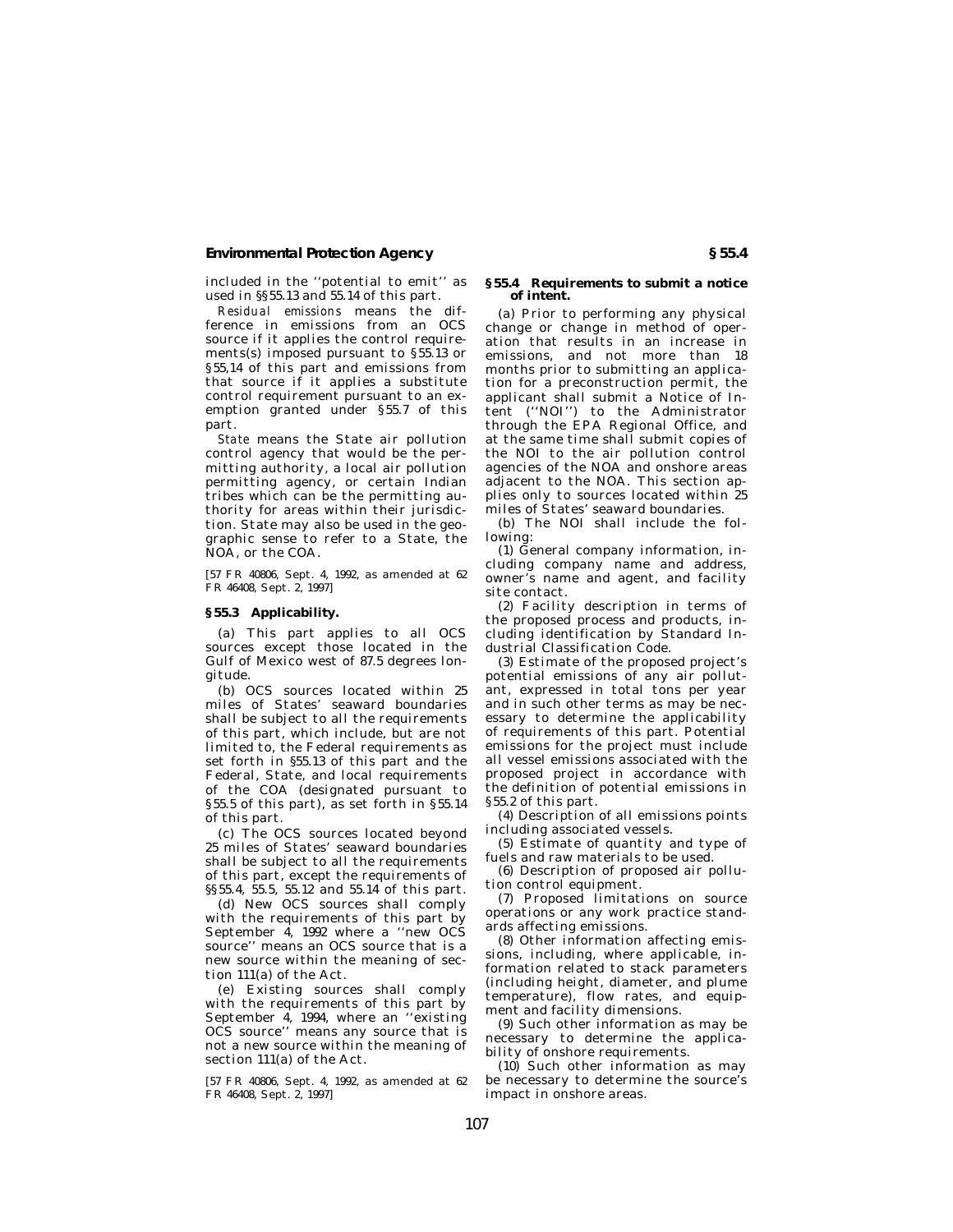included in the ''potential to emit'' as used in §§55.13 and 55.14 of this part.

*Residual emissions* means the difference in emissions from an OCS source if it applies the control requirements(s) imposed pursuant to §55.13 or §55,14 of this part and emissions from that source if it applies a substitute control requirement pursuant to an exemption granted under §55.7 of this part.

*State* means the State air pollution control agency that would be the permitting authority, a local air pollution permitting agency, or certain Indian tribes which can be the permitting authority for areas within their jurisdiction. State may also be used in the geographic sense to refer to a State, the NOA, or the COA.

[57 FR 40806, Sept. 4, 1992, as amended at 62 FR 46408, Sept. 2, 1997]

## §55.3 Applicability.

(a) This part applies to all OCS sources except those located in the Gulf of Mexico west of 87.5 degrees longitude.

(b) OCS sources located within 25 miles of States' seaward boundaries shall be subject to all the requirements of this part, which include, but are not limited to, the Federal requirements as set forth in §55.13 of this part and the Federal, State, and local requirements of the COA (designated pursuant to §55.5 of this part), as set forth in §55.14 of this part.

(c) The OCS sources located beyond 25 miles of States' seaward boundaries shall be subject to all the requirements of this part, except the requirements of §§55.4, 55.5, 55.12 and 55.14 of this part.

(d) New OCS sources shall comply with the requirements of this part by September 4, 1992 where a ''new OCS source'' means an OCS source that is a new source within the meaning of section 111(a) of the Act.

(e) Existing sources shall comply with the requirements of this part by September 4, 1994, where an ''existing OCS source'' means any source that is not a new source within the meaning of section 111(a) of the Act.

[57 FR 40806, Sept. 4, 1992, as amended at 62 FR 46408, Sept. 2, 1997]

## §55.4 Requirements to submit a notice of intent.

(a) Prior to performing any physical change or change in method of operation that results in an increase in emissions, and not more than 18 months prior to submitting an application for a preconstruction permit, the applicant shall submit a Notice of Intent (''NOI'') to the Administrator through the EPA Regional Office, and at the same time shall submit copies of the NOI to the air pollution control agencies of the NOA and onshore areas adjacent to the NOA. This section applies only to sources located within 25 miles of States' seaward boundaries.

(b) The NOI shall include the following:

(1) General company information, including company name and address, owner's name and agent, and facility site contact.

(2) Facility description in terms of the proposed process and products, including identification by Standard Industrial Classification Code.

(3) Estimate of the proposed project's potential emissions of any air pollutant, expressed in total tons per year and in such other terms as may be necessary to determine the applicability of requirements of this part. Potential emissions for the project must include all vessel emissions associated with the proposed project in accordance with the definition of potential emissions in §55.2 of this part.

(4) Description of all emissions points including associated vessels.

(5) Estimate of quantity and type of fuels and raw materials to be used.

(6) Description of proposed air pollution control equipment.

(7) Proposed limitations on source operations or any work practice standards affecting emissions.

(8) Other information affecting emissions, including, where applicable, information related to stack parameters (including height, diameter, and plume temperature), flow rates, and equipment and facility dimensions.

(9) Such other information as may be necessary to determine the applicability of onshore requirements.

(10) Such other information as may be necessary to determine the source's impact in onshore areas.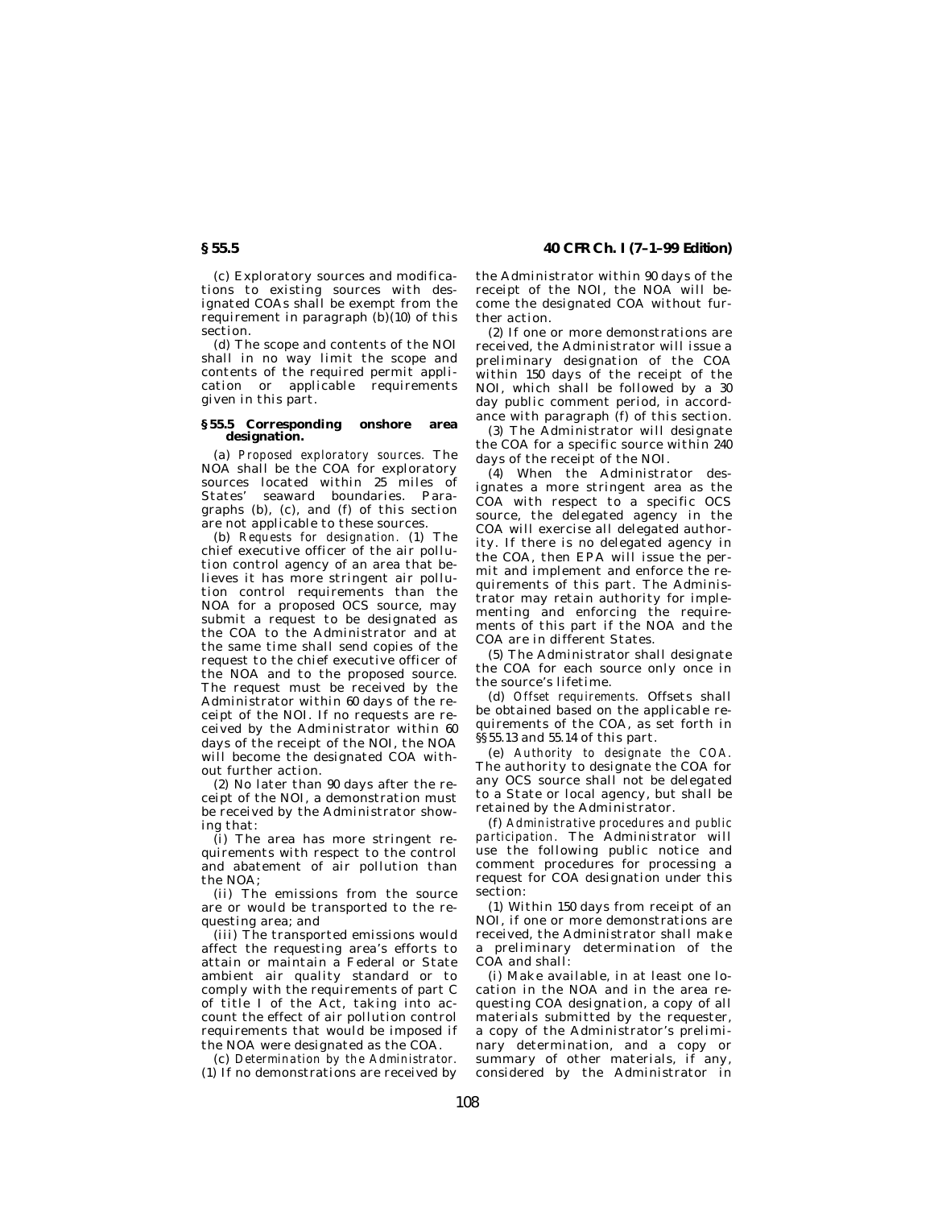(c) Exploratory sources and modifications to existing sources with designated COAs shall be exempt from the requirement in paragraph (b)(10) of this section.

(d) The scope and contents of the NOI shall in no way limit the scope and contents of the required permit application or applicable requirements given in this part.

### § 55.5 Corresponding onshore area designation.

(a) *Proposed exploratory sources.* The NOA shall be the COA for exploratory sources located within 25 miles of States' seaward boundaries. Paragraphs (b), (c), and (f) of this section are not applicable to these sources.

(b) *Requests for designation.* (1) The chief executive officer of the air pollution control agency of an area that believes it has more stringent air pollution control requirements than the NOA for a proposed OCS source, may submit a request to be designated as the COA to the Administrator and at the same time shall send copies of the request to the chief executive officer of the NOA and to the proposed source. The request must be received by the Administrator within 60 days of the receipt of the NOI. If no requests are received by the Administrator within 60 days of the receipt of the NOI, the NOA will become the designated COA without further action.

(2) No later than 90 days after the receipt of the NOI, a demonstration must be received by the Administrator showing that:

(i) The area has more stringent requirements with respect to the control and abatement of air pollution than the NOA;

(ii) The emissions from the source are or would be transported to the requesting area; and

(iii) The transported emissions would affect the requesting area's efforts to attain or maintain a Federal or State ambient air quality standard or to comply with the requirements of part C of title I of the Act, taking into account the effect of air pollution control requirements that would be imposed if the NOA were designated as the COA.

(c) *Determination by the Administrator.* (1) If no demonstrations are received by the Administrator within 90 days of the receipt of the NOI, the NOA will become the designated COA without further action.

(2) If one or more demonstrations are received, the Administrator will issue a preliminary designation of the COA within 150 days of the receipt of the NOI, which shall be followed by a 30 day public comment period, in accordance with paragraph (f) of this section.

(3) The Administrator will designate the COA for a specific source within 240 days of the receipt of the NOI.

(4) When the Administrator designates a more stringent area as the COA with respect to a specific OCS source, the delegated agency in the COA will exercise all delegated authority. If there is no delegated agency in the COA, then EPA will issue the permit and implement and enforce the requirements of this part. The Administrator may retain authority for implementing and enforcing the requirements of this part if the NOA and the COA are in different States.

(5) The Administrator shall designate the COA for each source only once in the source's lifetime.

(d) *Offset requirements.* Offsets shall be obtained based on the applicable requirements of the COA, as set forth in §§ 55.13 and 55.14 of this part.

(e) *Authority to designate the COA.* The authority to designate the COA for any OCS source shall not be delegated to a State or local agency, but shall be retained by the Administrator.

(f) *Administrative procedures and public participation.* The Administrator will use the following public notice and comment procedures for processing a request for COA designation under this section:

(1) Within 150 days from receipt of an NOI, if one or more demonstrations are received, the Administrator shall make a preliminary determination of the COA and shall:

(i) Make available, in at least one location in the NOA and in the area requesting COA designation, a copy of all materials submitted by the requester, a copy of the Administrator's preliminary determination, and a copy or summary of other materials, if any, considered by the Administrator in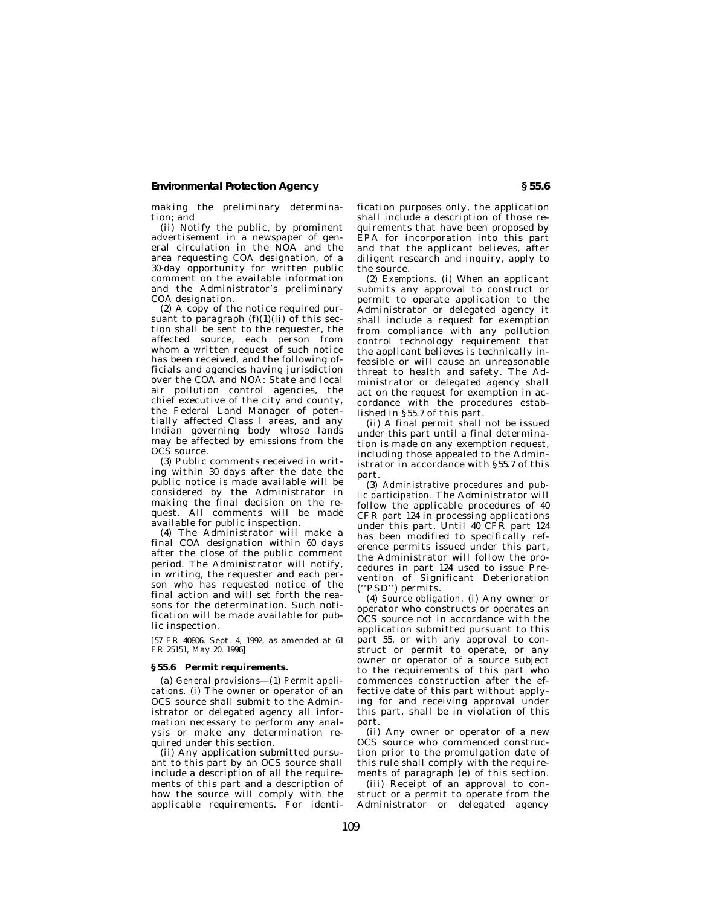making the preliminary determination; and

(ii) Notify the public, by prominent advertisement in a newspaper of general circulation in the NOA and the area requesting COA designation, of a 30-day opportunity for written public comment on the available information and the Administrator's preliminary COA designation.

(2) A copy of the notice required pursuant to paragraph (f)(1)(ii) of this section shall be sent to the requester, the affected source, each person from whom a written request of such notice has been received, and the following officials and agencies having jurisdiction over the COA and NOA: State and local air pollution control agencies, the chief executive of the city and county, the Federal Land Manager of potentially affected Class I areas, and any Indian governing body whose lands may be affected by emissions from the OCS source.

(3) Public comments received in writing within 30 days after the date the public notice is made available will be considered by the Administrator in making the final decision on the request. All comments will be made available for public inspection.

(4) The Administrator will make a final COA designation within 60 days after the close of the public comment period. The Administrator will notify, in writing, the requester and each person who has requested notice of the final action and will set forth the reasons for the determination. Such notification will be made available for public inspection.

[57 FR 40806, Sept. 4, 1992, as amended at 61 FR 25151, May 20, 1996]

## § 55.6 Permit requirements.

(a) *General provisions*—(1) *Permit applications.* (i) The owner or operator of an OCS source shall submit to the Administrator or delegated agency all information necessary to perform any analysis or make any determination required under this section.

(ii) Any application submitted pursuant to this part by an OCS source shall include a description of all the requirements of this part and a description of how the source will comply with the applicable requirements. For identification purposes only, the application shall include a description of those requirements that have been proposed by EPA for incorporation into this part and that the applicant believes, after diligent research and inquiry, apply to the source.

(2) *Exemptions.* (i) When an applicant submits any approval to construct or permit to operate application to the Administrator or delegated agency it shall include a request for exemption from compliance with any pollution control technology requirement that the applicant believes is technically infeasible or will cause an unreasonable threat to health and safety. The Administrator or delegated agency shall act on the request for exemption in accordance with the procedures established in § 55.7 of this part.

(ii) A final permit shall not be issued under this part until a final determination is made on any exemption request, including those appealed to the Administrator in accordance with § 55.7 of this part.

(3) *Administrative procedures and public participation.* The Administrator will follow the applicable procedures of 40 CFR part 124 in processing applications under this part. Until 40 CFR part 124 has been modified to specifically reference permits issued under this part, the Administrator will follow the procedures in part 124 used to issue Prevention of Significant Deterioration ("PSD") permits.

(4) *Source obligation.* (i) Any owner or operator who constructs or operates an OCS source not in accordance with the application submitted pursuant to this part 55, or with any approval to construct or permit to operate, or any owner or operator of a source subject to the requirements of this part who commences construction after the effective date of this part without applying for and receiving approval under this part, shall be in violation of this part.

(ii) Any owner or operator of a new OCS source who commenced construction prior to the promulgation date of this rule shall comply with the requirements of paragraph (e) of this section.

(iii) Receipt of an approval to construct or a permit to operate from the Administrator or delegated agency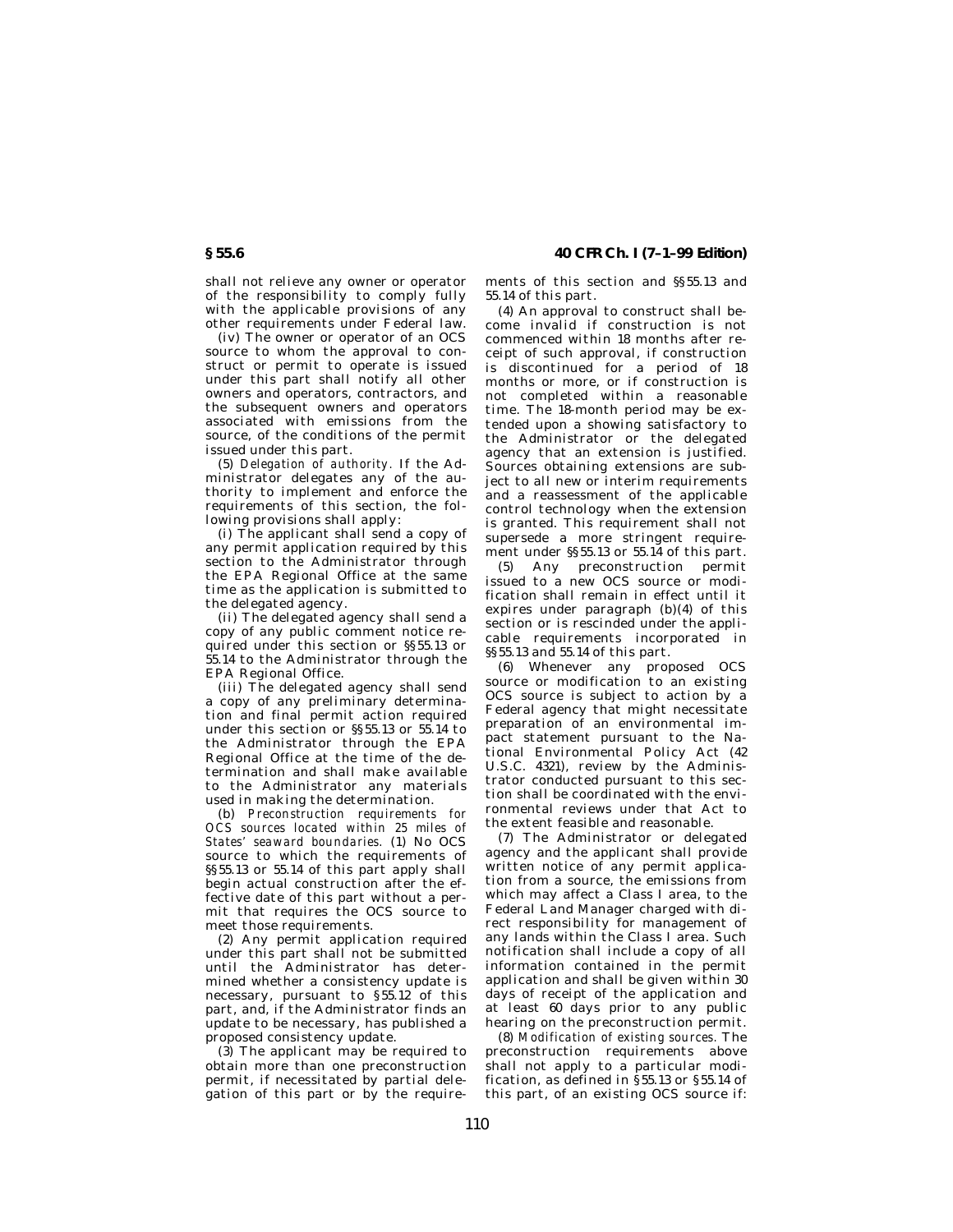shall not relieve any owner or operator of the responsibility to comply fully with the applicable provisions of any other requirements under Federal law.

(iv) The owner or operator of an OCS source to whom the approval to construct or permit to operate is issued under this part shall notify all other owners and operators, contractors, and the subsequent owners and operators associated with emissions from the source, of the conditions of the permit issued under this part.

(5) *Delegation of authority.* If the Administrator delegates any of the authority to implement and enforce the requirements of this section, the following provisions shall apply:

(i) The applicant shall send a copy of any permit application required by this section to the Administrator through the EPA Regional Office at the same time as the application is submitted to the delegated agency.

(ii) The delegated agency shall send a copy of any public comment notice required under this section or §§55.13 or 55.14 to the Administrator through the EPA Regional Office.

(iii) The delegated agency shall send a copy of any preliminary determination and final permit action required under this section or §§55.13 or 55.14 to the Administrator through the EPA Regional Office at the time of the determination and shall make available to the Administrator any materials used in making the determination.

(b) *Preconstruction requirements for OCS sources located within 25 miles of States' seaward boundaries.* (1) No OCS source to which the requirements of §§55.13 or 55.14 of this part apply shall begin actual construction after the effective date of this part without a permit that requires the OCS source to meet those requirements.

(2) Any permit application required under this part shall not be submitted until the Administrator has determined whether a consistency update is necessary, pursuant to §55.12 of this part, and, if the Administrator finds an update to be necessary, has published a proposed consistency update.

(3) The applicant may be required to obtain more than one preconstruction permit, if necessitated by partial delegation of this part or by the requirements of this section and §§55.13 and 55.14 of this part.

(4) An approval to construct shall become invalid if construction is not commenced within 18 months after receipt of such approval, if construction is discontinued for a period of 18 months or more, or if construction is not completed within a reasonable time. The 18-month period may be extended upon a showing satisfactory to the Administrator or the delegated agency that an extension is justified. Sources obtaining extensions are subject to all new or interim requirements and a reassessment of the applicable control technology when the extension is granted. This requirement shall not supersede a more stringent requirement under §§55.13 or 55.14 of this part.

(5) Any preconstruction permit issued to a new OCS source or modification shall remain in effect until it expires under paragraph (b)(4) of this section or is rescinded under the applicable requirements incorporated in §§55.13 and 55.14 of this part.

(6) Whenever any proposed OCS source or modification to an existing OCS source is subject to action by a Federal agency that might necessitate preparation of an environmental impact statement pursuant to the National Environmental Policy Act (42 U.S.C. 4321), review by the Administrator conducted pursuant to this section shall be coordinated with the environmental reviews under that Act to the extent feasible and reasonable.

(7) The Administrator or delegated agency and the applicant shall provide written notice of any permit application from a source, the emissions from which may affect a Class I area, to the Federal Land Manager charged with direct responsibility for management of any lands within the Class I area. Such notification shall include a copy of all information contained in the permit application and shall be given within 30 days of receipt of the application and at least 60 days prior to any public hearing on the preconstruction permit.

(8) *Modification of existing sources.* The preconstruction requirements above shall not apply to a particular modification, as defined in §55.13 or §55.14 of this part, of an existing OCS source if: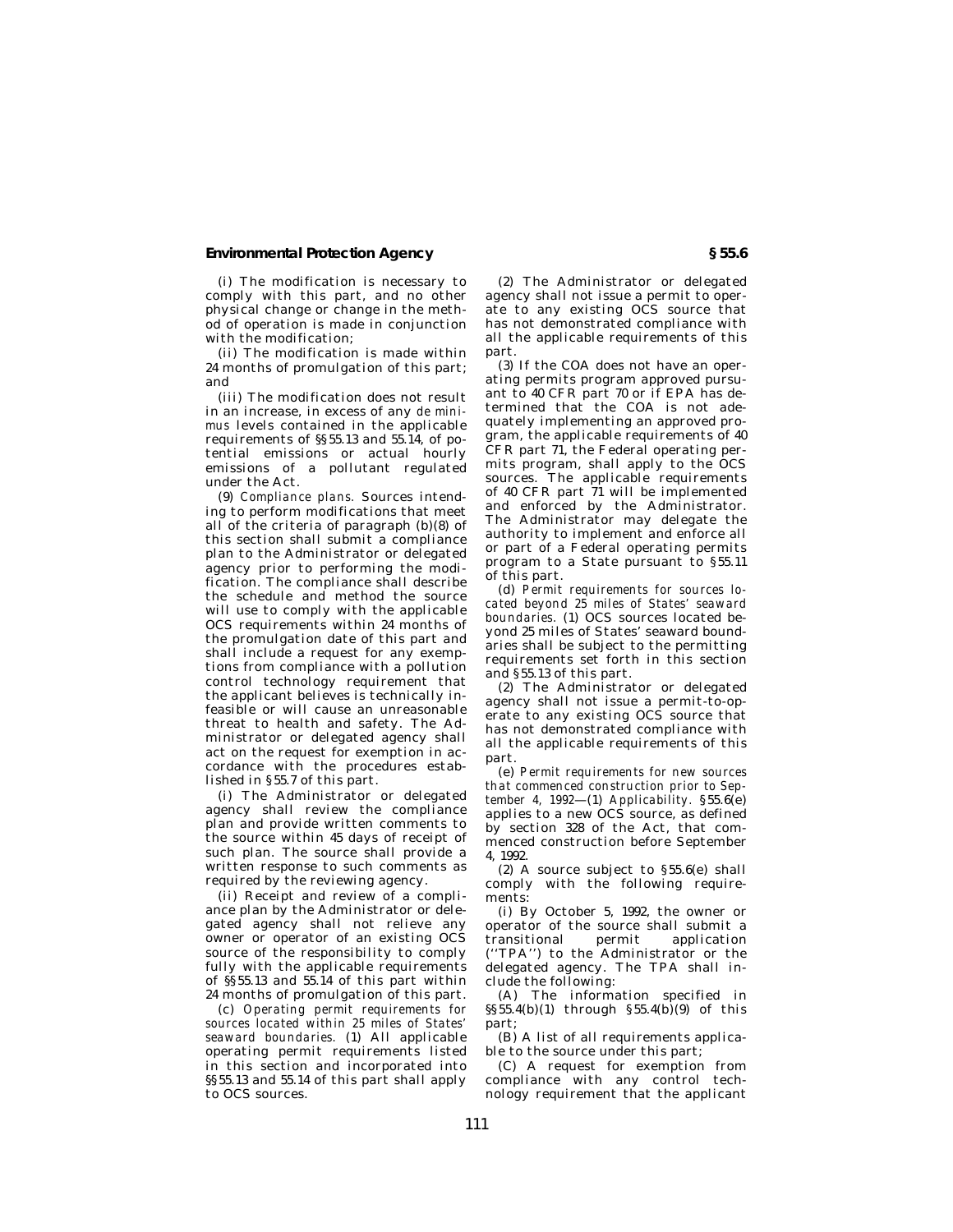(i) The modification is necessary to comply with this part, and no other physical change or change in the method of operation is made in conjunction with the modification;

(ii) The modification is made within 24 months of promulgation of this part; and

(iii) The modification does not result in an increase, in excess of any *de minimus* levels contained in the applicable requirements of §§55.13 and 55.14, of potential emissions or actual hourly emissions of a pollutant regulated under the Act.

(9) *Compliance plans.* Sources intending to perform modifications that meet all of the criteria of paragraph (b)(8) of this section shall submit a compliance plan to the Administrator or delegated agency prior to performing the modification. The compliance shall describe the schedule and method the source will use to comply with the applicable OCS requirements within 24 months of the promulgation date of this part and shall include a request for any exemptions from compliance with a pollution control technology requirement that the applicant believes is technically infeasible or will cause an unreasonable threat to health and safety. The Administrator or delegated agency shall act on the request for exemption in accordance with the procedures established in §55.7 of this part.

(i) The Administrator or delegated agency shall review the compliance plan and provide written comments to the source within 45 days of receipt of such plan. The source shall provide a written response to such comments as required by the reviewing agency.

(ii) Receipt and review of a compliance plan by the Administrator or delegated agency shall not relieve any owner or operator of an existing OCS source of the responsibility to comply fully with the applicable requirements of §§55.13 and 55.14 of this part within 24 months of promulgation of this part.

(c) *Operating permit requirements for sources located within 25 miles of States' seaward boundaries.* (1) All applicable operating permit requirements listed in this section and incorporated into §§55.13 and 55.14 of this part shall apply to OCS sources.

(2) The Administrator or delegated agency shall not issue a permit to operate to any existing OCS source that has not demonstrated compliance with all the applicable requirements of this part.

(3) If the COA does not have an operating permits program approved pursuant to 40 CFR part 70 or if EPA has determined that the COA is not adequately implementing an approved program, the applicable requirements of 40 CFR part 71, the Federal operating permits program, shall apply to the OCS sources. The applicable requirements of 40 CFR part 71 will be implemented and enforced by the Administrator. The Administrator may delegate the authority to implement and enforce all or part of a Federal operating permits program to a State pursuant to §55.11 of this part.

(d) *Permit requirements for sources located beyond 25 miles of States' seaward boundaries.* (1) OCS sources located beyond 25 miles of States' seaward boundaries shall be subject to the permitting requirements set forth in this section and §55.13 of this part.

(2) The Administrator or delegated agency shall not issue a permit-to-operate to any existing OCS source that has not demonstrated compliance with all the applicable requirements of this part.

(e) *Permit requirements for new sources that commenced construction prior to September 4, 1992*—(1) *Applicability.* §55.6(e) applies to a new OCS source, as defined by section 328 of the Act, that commenced construction before September 4, 1992.

(2) A source subject to §55.6(e) shall comply with the following requirements:

(i) By October 5, 1992, the owner or operator of the source shall submit a transitional permit application ("TPA") to the Administrator or the delegated agency. The TPA shall include the following:

(A) The information specified in §§55.4(b)(1) through §55.4(b)(9) of this part;

(B) A list of all requirements applicable to the source under this part;

(C) A request for exemption from compliance with any control technology requirement that the applicant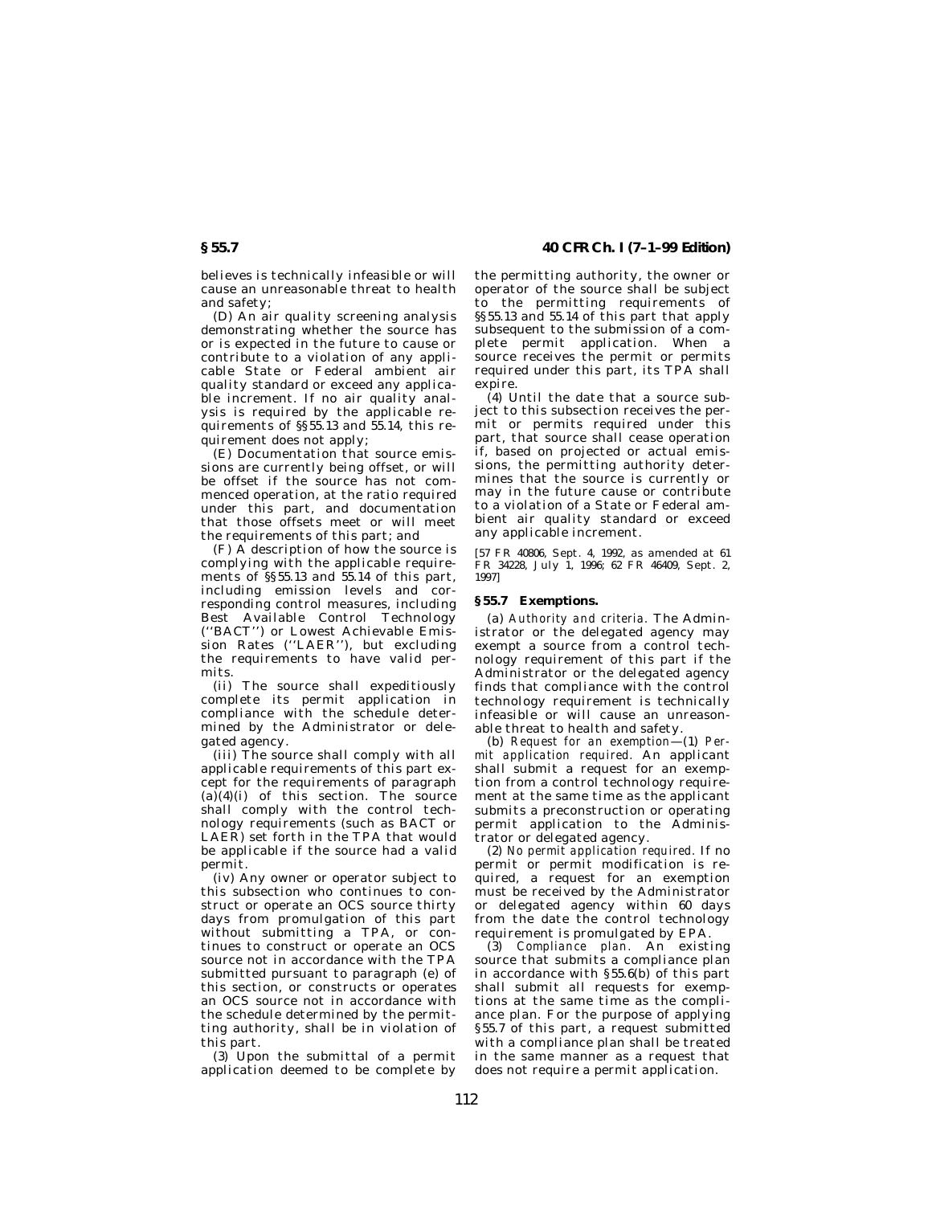believes is technically infeasible or will cause an unreasonable threat to health and safety;

(D) An air quality screening analysis demonstrating whether the source has or is expected in the future to cause or contribute to a violation of any applicable State or Federal ambient air quality standard or exceed any applicable increment. If no air quality analysis is required by the applicable requirements of §§55.13 and 55.14, this requirement does not apply;

(E) Documentation that source emissions are currently being offset, or will be offset if the source has not commenced operation, at the ratio required under this part, and documentation that those offsets meet or will meet the requirements of this part; and

(F) A description of how the source is complying with the applicable requirements of §§55.13 and 55.14 of this part, including emission levels and corresponding control measures, including Best Available Control Technology (''BACT'') or Lowest Achievable Emission Rates (''LAER''), but excluding the requirements to have valid permits.

(ii) The source shall expeditiously complete its permit application in compliance with the schedule determined by the Administrator or delegated agency.

(iii) The source shall comply with all applicable requirements of this part except for the requirements of paragraph (a)(4)(i) of this section. The source shall comply with the control technology requirements (such as BACT or LAER) set forth in the TPA that would be applicable if the source had a valid permit.

(iv) Any owner or operator subject to this subsection who continues to construct or operate an OCS source thirty days from promulgation of this part without submitting a TPA, or continues to construct or operate an OCS source not in accordance with the TPA submitted pursuant to paragraph (e) of this section, or constructs or operates an OCS source not in accordance with the schedule determined by the permitting authority, shall be in violation of this part.

(3) Upon the submittal of a permit application deemed to be complete by the permitting authority, the owner or operator of the source shall be subject to the permitting requirements of §§55.13 and 55.14 of this part that apply subsequent to the submission of a complete permit application. When a source receives the permit or permits required under this part, its TPA shall expire.

(4) Until the date that a source subject to this subsection receives the permit or permits required under this part, that source shall cease operation if, based on projected or actual emissions, the permitting authority determines that the source is currently or may in the future cause or contribute to a violation of a State or Federal ambient air quality standard or exceed any applicable increment.

[57 FR 40806, Sept. 4, 1992, as amended at 61 FR 34228, July 1, 1996; 62 FR 46409, Sept. 2, 1997]

## §55.7 Exemptions.

(a) *Authority and criteria.* The Administrator or the delegated agency may exempt a source from a control technology requirement of this part if the Administrator or the delegated agency finds that compliance with the control technology requirement is technically infeasible or will cause an unreasonable threat to health and safety.

(b) *Request for an exemption*—(1) *Permit application required.* An applicant shall submit a request for an exemption from a control technology requirement at the same time as the applicant submits a preconstruction or operating permit application to the Administrator or delegated agency.

(2) *No permit application required.* If no permit or permit modification is required, a request for an exemption must be received by the Administrator or delegated agency within 60 days from the date the control technology requirement is promulgated by EPA.

(3) *Compliance plan.* An existing source that submits a compliance plan in accordance with §55.6(b) of this part shall submit all requests for exemptions at the same time as the compliance plan. For the purpose of applying §55.7 of this part, a request submitted with a compliance plan shall be treated in the same manner as a request that does not require a permit application.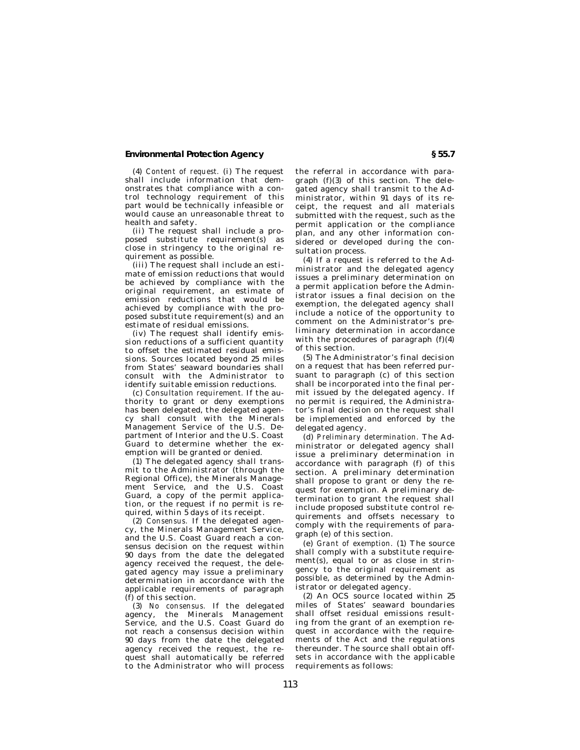(4) *Content of request.* (i) The request shall include information that demonstrates that compliance with a control technology requirement of this part would be technically infeasible or would cause an unreasonable threat to health and safety.

(ii) The request shall include a proposed substitute requirement(s) as close in stringency to the original requirement as possible.

(iii) The request shall include an estimate of emission reductions that would be achieved by compliance with the original requirement, an estimate of emission reductions that would be achieved by compliance with the proposed substitute requirement(s) and an estimate of residual emissions.

(iv) The request shall identify emission reductions of a sufficient quantity to offset the estimated residual emissions. Sources located beyond 25 miles from States' seaward boundaries shall consult with the Administrator to identify suitable emission reductions.

(c) *Consultation requirement.* If the authority to grant or deny exemptions has been delegated, the delegated agency shall consult with the Minerals Management Service of the U.S. Department of Interior and the U.S. Coast Guard to determine whether the exemption will be granted or denied.

(1) The delegated agency shall transmit to the Administrator (through the Regional Office), the Minerals Management Service, and the U.S. Coast Guard, a copy of the permit application, or the request if no permit is required, within 5 days of its receipt.

(2) *Consensus.* If the delegated agency, the Minerals Management Service, and the U.S. Coast Guard reach a consensus decision on the request within 90 days from the date the delegated agency received the request, the delegated agency may issue a preliminary determination in accordance with the applicable requirements of paragraph (f) of this section.

(3) *No consensus.* If the delegated agency, the Minerals Management Service, and the U.S. Coast Guard do not reach a consensus decision within 90 days from the date the delegated agency received the request, the request shall automatically be referred to the Administrator who will process the referral in accordance with paragraph (f)(3) of this section. The delegated agency shall transmit to the Administrator, within 91 days of its receipt, the request and all materials submitted with the request, such as the permit application or the compliance plan, and any other information considered or developed during the consultation process.

(4) If a request is referred to the Administrator and the delegated agency issues a preliminary determination on a permit application before the Administrator issues a final decision on the exemption, the delegated agency shall include a notice of the opportunity to comment on the Administrator's preliminary determination in accordance with the procedures of paragraph (f)(4) of this section.

(5) The Administrator's final decision on a request that has been referred pursuant to paragraph (c) of this section shall be incorporated into the final permit issued by the delegated agency. If no permit is required, the Administrator's final decision on the request shall be implemented and enforced by the delegated agency.

(d) *Preliminary determination.* The Administrator or delegated agency shall issue a preliminary determination in accordance with paragraph (f) of this section. A preliminary determination shall propose to grant or deny the request for exemption. A preliminary determination to grant the request shall include proposed substitute control requirements and offsets necessary to comply with the requirements of paragraph (e) of this section.

(e) *Grant of exemption.* (1) The source shall comply with a substitute requirement(s), equal to or as close in stringency to the original requirement as possible, as determined by the Administrator or delegated agency.

(2) An OCS source located within 25 miles of States' seaward boundaries shall offset residual emissions resulting from the grant of an exemption request in accordance with the requirements of the Act and the regulations thereunder. The source shall obtain offsets in accordance with the applicable requirements as follows: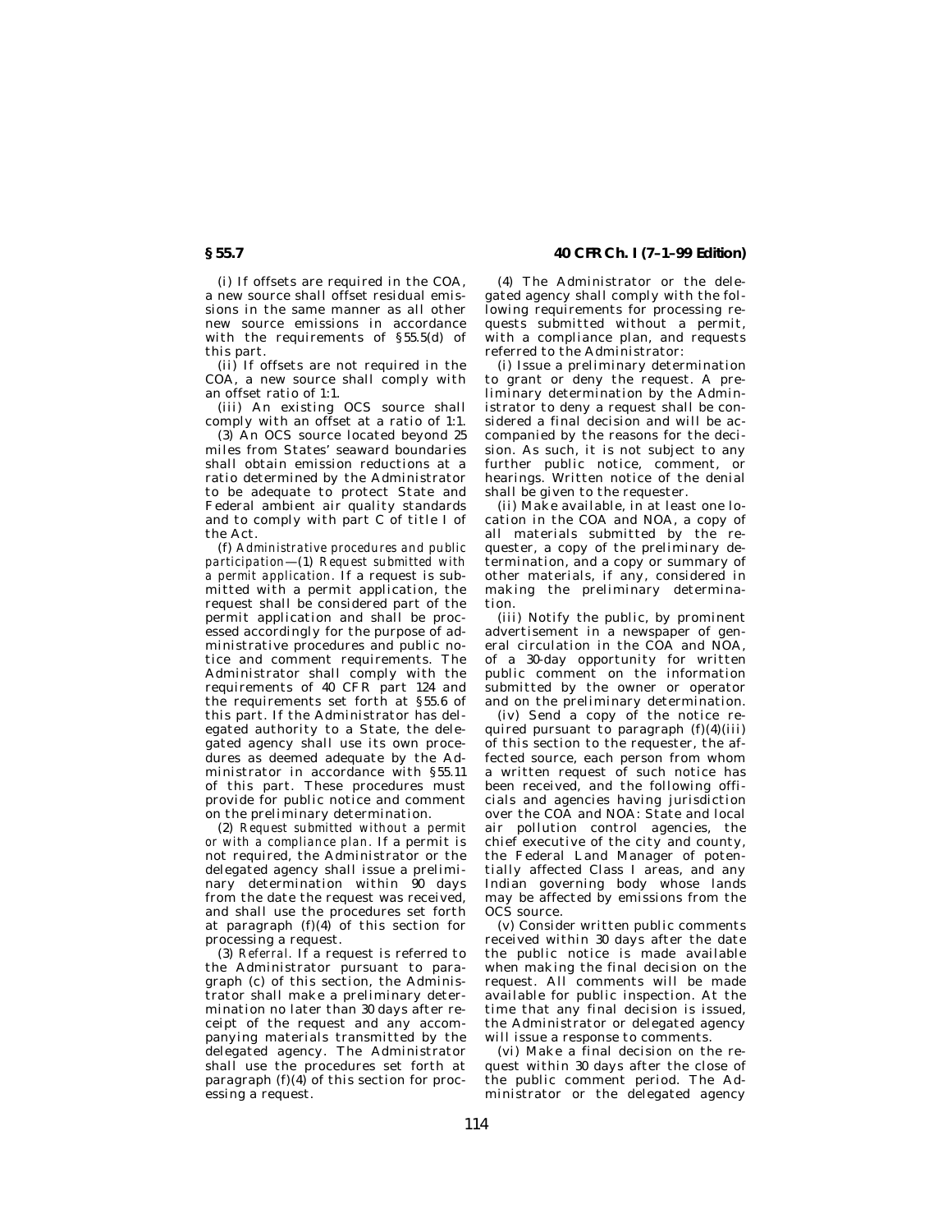(i) If offsets are required in the COA, a new source shall offset residual emissions in the same manner as all other new source emissions in accordance with the requirements of §55.5(d) of this part.

(ii) If offsets are not required in the COA, a new source shall comply with an offset ratio of 1:1.

(iii) An existing OCS source shall comply with an offset at a ratio of 1:1.

(3) An OCS source located beyond 25 miles from States' seaward boundaries shall obtain emission reductions at a ratio determined by the Administrator to be adequate to protect State and Federal ambient air quality standards and to comply with part C of title I of the Act.

(f) *Administrative procedures and public participation*—(1) *Request submitted with a permit application.* If a request is submitted with a permit application, the request shall be considered part of the permit application and shall be processed accordingly for the purpose of administrative procedures and public notice and comment requirements. The Administrator shall comply with the requirements of 40 CFR part 124 and the requirements set forth at §55.6 of this part. If the Administrator has delegated authority to a State, the delegated agency shall use its own procedures as deemed adequate by the Administrator in accordance with §55.11 of this part. These procedures must provide for public notice and comment on the preliminary determination.

(2) *Request submitted without a permit or with a compliance plan.* If a permit is not required, the Administrator or the delegated agency shall issue a preliminary determination within 90 days from the date the request was received, and shall use the procedures set forth at paragraph (f)(4) of this section for processing a request.

(3) *Referral.* If a request is referred to the Administrator pursuant to paragraph (c) of this section, the Administrator shall make a preliminary determination no later than 30 days after receipt of the request and any accompanying materials transmitted by the delegated agency. The Administrator shall use the procedures set forth at paragraph (f)(4) of this section for processing a request.

(4) The Administrator or the delegated agency shall comply with the following requirements for processing requests submitted without a permit, with a compliance plan, and requests referred to the Administrator:

(i) Issue a preliminary determination to grant or deny the request. A preliminary determination by the Administrator to deny a request shall be considered a final decision and will be accompanied by the reasons for the decision. As such, it is not subject to any further public notice, comment, or hearings. Written notice of the denial shall be given to the requester.

(ii) Make available, in at least one location in the COA and NOA, a copy of all materials submitted by the requester, a copy of the preliminary determination, and a copy or summary of other materials, if any, considered in making the preliminary determination.

(iii) Notify the public, by prominent advertisement in a newspaper of general circulation in the COA and NOA, of a 30-day opportunity for written public comment on the information submitted by the owner or operator and on the preliminary determination.

(iv) Send a copy of the notice required pursuant to paragraph (f)(4)(iii) of this section to the requester, the affected source, each person from whom a written request of such notice has been received, and the following officials and agencies having jurisdiction over the COA and NOA: State and local air pollution control agencies, the chief executive of the city and county, the Federal Land Manager of potentially affected Class I areas, and any Indian governing body whose lands may be affected by emissions from the OCS source.

(v) Consider written public comments received within 30 days after the date the public notice is made available when making the final decision on the request. All comments will be made available for public inspection. At the time that any final decision is issued, the Administrator or delegated agency will issue a response to comments.

(vi) Make a final decision on the request within 30 days after the close of the public comment period. The Administrator or the delegated agency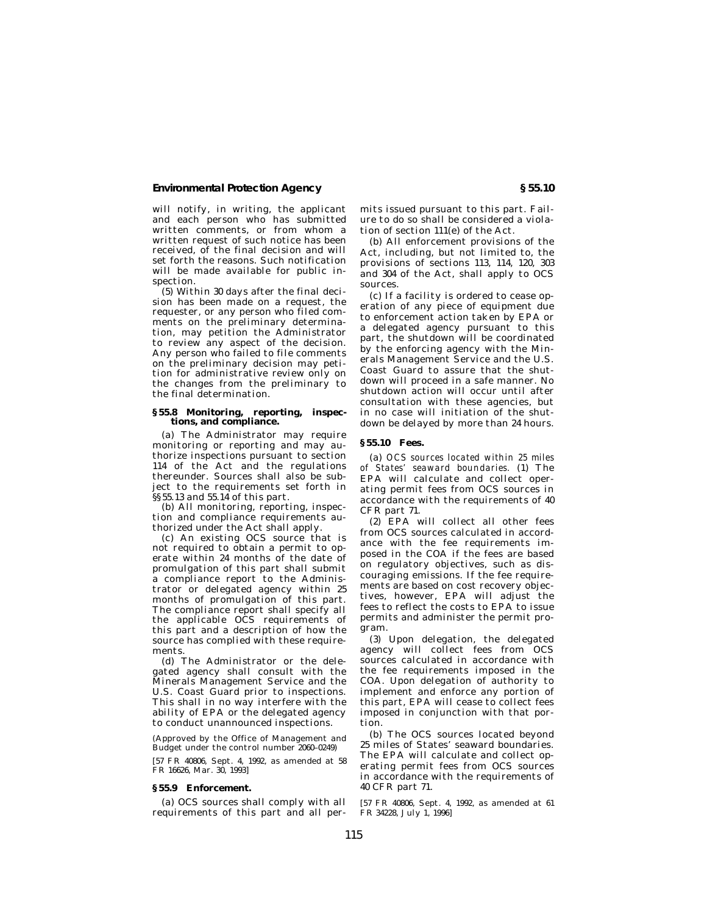will notify, in writing, the applicant and each person who has submitted written comments, or from whom a written request of such notice has been received, of the final decision and will set forth the reasons. Such notification will be made available for public inspection.

(5) Within 30 days after the final decision has been made on a request, the requester, or any person who filed comments on the preliminary determination, may petition the Administrator to review any aspect of the decision. Any person who failed to file comments on the preliminary decision may petition for administrative review only on the changes from the preliminary to the final determination.

## § 55.8 Monitoring, reporting, inspections, and compliance.

(a) The Administrator may require monitoring or reporting and may authorize inspections pursuant to section 114 of the Act and the regulations thereunder. Sources shall also be subject to the requirements set forth in §§ 55.13 and 55.14 of this part.

(b) All monitoring, reporting, inspection and compliance requirements authorized under the Act shall apply.

(c) An existing OCS source that is not required to obtain a permit to operate within 24 months of the date of promulgation of this part shall submit a compliance report to the Administrator or delegated agency within 25 months of promulgation of this part. The compliance report shall specify all the applicable OCS requirements of this part and a description of how the source has complied with these requirements.

(d) The Administrator or the delegated agency shall consult with the Minerals Management Service and the U.S. Coast Guard prior to inspections. This shall in no way interfere with the ability of EPA or the delegated agency to conduct unannounced inspections.

(Approved by the Office of Management and Budget under the control number 2060–0249)

[57 FR 40806, Sept. 4, 1992, as amended at 58 FR 16626, Mar. 30, 1993]

## § 55.9 Enforcement.

(a) OCS sources shall comply with all requirements of this part and all permits issued pursuant to this part. Failure to do so shall be considered a violation of section 111(e) of the Act.

(b) All enforcement provisions of the Act, including, but not limited to, the provisions of sections 113, 114, 120, 303 and 304 of the Act, shall apply to OCS sources.

(c) If a facility is ordered to cease operation of any piece of equipment due to enforcement action taken by EPA or a delegated agency pursuant to this part, the shutdown will be coordinated by the enforcing agency with the Minerals Management Service and the U.S. Coast Guard to assure that the shutdown will proceed in a safe manner. No shutdown action will occur until after consultation with these agencies, but in no case will initiation of the shutdown be delayed by more than 24 hours.

## § 55.10 Fees.

(a) *OCS sources located within 25 miles of States' seaward boundaries.* (1) The EPA will calculate and collect operating permit fees from OCS sources in accordance with the requirements of 40 CFR part 71.

(2) EPA will collect all other fees from OCS sources calculated in accordance with the fee requirements imposed in the COA if the fees are based on regulatory objectives, such as discouraging emissions. If the fee requirements are based on cost recovery objectives, however, EPA will adjust the fees to reflect the costs to EPA to issue permits and administer the permit program.

(3) Upon delegation, the delegated agency will collect fees from OCS sources calculated in accordance with the fee requirements imposed in the COA. Upon delegation of authority to implement and enforce any portion of this part, EPA will cease to collect fees imposed in conjunction with that portion.

(b) The OCS sources located beyond 25 miles of States' seaward boundaries. The EPA will calculate and collect operating permit fees from OCS sources in accordance with the requirements of 40 CFR part 71.

[57 FR 40806, Sept. 4, 1992, as amended at 61 FR 34228, July 1, 1996]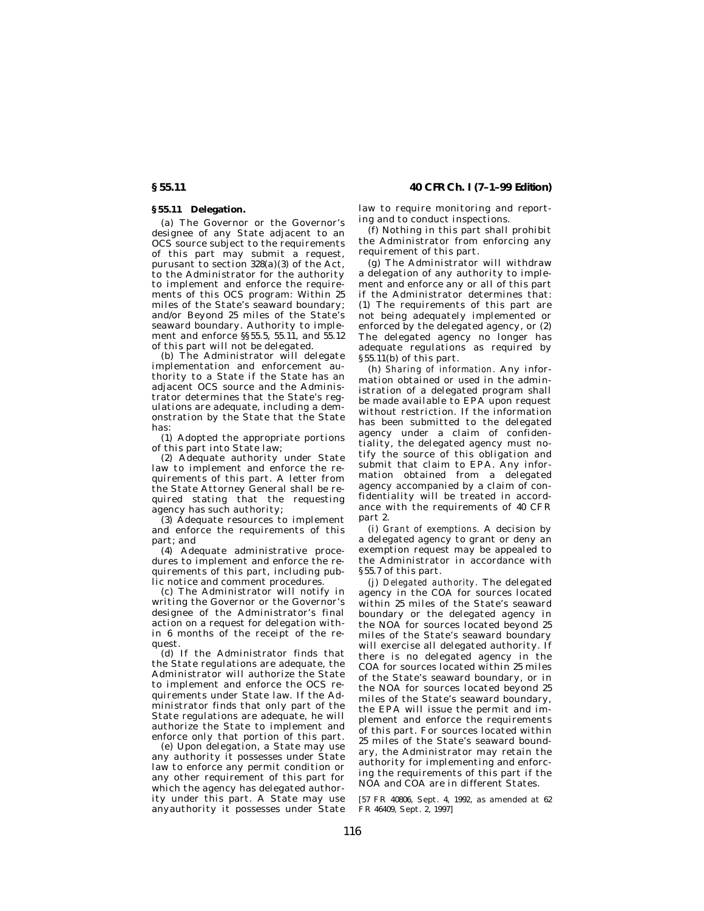## § 55.11 Delegation.

(a) The Governor or the Governor's designee of any State adjacent to an OCS source subject to the requirements of this part may submit a request, pursuant to section 328(a)(3) of the Act, to the Administrator for the authority to implement and enforce the requirements of this OCS program: Within 25 miles of the State's seaward boundary; and/or Beyond 25 miles of the State's seaward boundary. Authority to implement and enforce §§ 55.5, 55.11, and 55.12 of this part will not be delegated.

(b) The Administrator will delegate implementation and enforcement authority to a State if the State has an adjacent OCS source and the Administrator determines that the State's regulations are adequate, including a demonstration by the State that the State has:

(1) Adopted the appropriate portions of this part into State law;

(2) Adequate authority under State law to implement and enforce the requirements of this part. A letter from the State Attorney General shall be required stating that the requesting agency has such authority;

(3) Adequate resources to implement and enforce the requirements of this part; and

(4) Adequate administrative procedures to implement and enforce the requirements of this part, including public notice and comment procedures.

(c) The Administrator will notify in writing the Governor or the Governor's designee of the Administrator's final action on a request for delegation within 6 months of the receipt of the request.

(d) If the Administrator finds that the State regulations are adequate, the Administrator will authorize the State to implement and enforce the OCS requirements under State law. If the Administrator finds that only part of the State regulations are adequate, he will authorize the State to implement and enforce only that portion of this part.

(e) Upon delegation, a State may use any authority it possesses under State law to enforce any permit condition or any other requirement of this part for which the agency has delegated authority under this part. A State may use anyauthority it possesses under State law to require monitoring and reporting and to conduct inspections.

(f) Nothing in this part shall prohibit the Administrator from enforcing any requirement of this part.

(g) The Administrator will withdraw a delegation of any authority to implement and enforce any or all of this part if the Administrator determines that: (1) The requirements of this part are not being adequately implemented or enforced by the delegated agency, or (2) The delegated agency no longer has adequate regulations as required by § 55.11(b) of this part.

(h) *Sharing of information.* Any information obtained or used in the administration of a delegated program shall be made available to EPA upon request without restriction. If the information has been submitted to the delegated agency under a claim of confidentiality, the delegated agency must notify the source of this obligation and submit that claim to EPA. Any information obtained from a delegated agency accompanied by a claim of confidentiality will be treated in accordance with the requirements of 40 CFR part 2.

(i) *Grant of exemptions.* A decision by a delegated agency to grant or deny an exemption request may be appealed to the Administrator in accordance with § 55.7 of this part.

(j) *Delegated authority.* The delegated agency in the COA for sources located within 25 miles of the State's seaward boundary or the delegated agency in the NOA for sources located beyond 25 miles of the State's seaward boundary will exercise all delegated authority. If there is no delegated agency in the COA for sources located within 25 miles of the State's seaward boundary, or in the NOA for sources located beyond 25 miles of the State's seaward boundary, the EPA will issue the permit and implement and enforce the requirements of this part. For sources located within 25 miles of the State's seaward boundary, the Administrator may retain the authority for implementing and enforcing the requirements of this part if the NOA and COA are in different States.

[57 FR 40806, Sept. 4, 1992, as amended at 62 FR 46409, Sept. 2, 1997]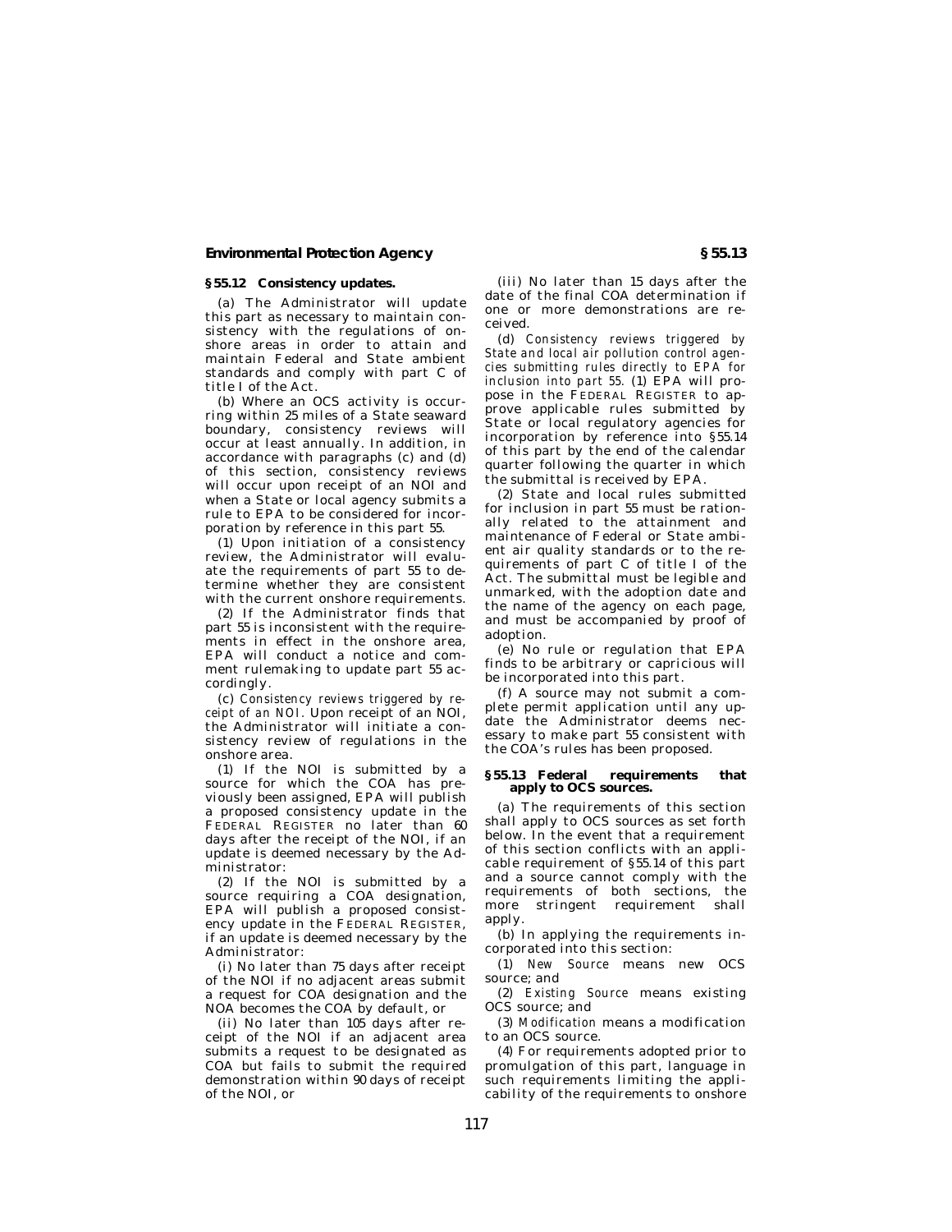## § 55.12 Consistency updates.

(a) The Administrator will update this part as necessary to maintain consistency with the regulations of onshore areas in order to attain and maintain Federal and State ambient standards and comply with part C of title I of the Act.

(b) Where an OCS activity is occurring within 25 miles of a State seaward boundary, consistency reviews will occur at least annually. In addition, in accordance with paragraphs (c) and (d) of this section, consistency reviews will occur upon receipt of an NOI and when a State or local agency submits a rule to EPA to be considered for incorporation by reference in this part 55.

(1) Upon initiation of a consistency review, the Administrator will evaluate the requirements of part 55 to determine whether they are consistent with the current onshore requirements.

(2) If the Administrator finds that part 55 is inconsistent with the requirements in effect in the onshore area, EPA will conduct a notice and comment rulemaking to update part 55 accordingly.

(c) *Consistency reviews triggered by receipt of an NOI.* Upon receipt of an NOI, the Administrator will initiate a consistency review of regulations in the onshore area.

(1) If the NOI is submitted by a source for which the COA has previously been assigned, EPA will publish a proposed consistency update in the FEDERAL REGISTER no later than 60 days after the receipt of the NOI, if an update is deemed necessary by the Administrator:

(2) If the NOI is submitted by a source requiring a COA designation, EPA will publish a proposed consistency update in the FEDERAL REGISTER, if an update is deemed necessary by the Administrator:

(i) No later than 75 days after receipt of the NOI if no adjacent areas submit a request for COA designation and the NOA becomes the COA by default, or

(ii) No later than 105 days after receipt of the NOI if an adjacent area submits a request to be designated as COA but fails to submit the required demonstration within 90 days of receipt of the NOI, or

(iii) No later than 15 days after the date of the final COA determination if one or more demonstrations are received.

(d) *Consistency reviews triggered by State and local air pollution control agencies submitting rules directly to EPA for inclusion into part 55.* (1) EPA will propose in the FEDERAL REGISTER to approve applicable rules submitted by State or local regulatory agencies for incorporation by reference into §55.14 of this part by the end of the calendar quarter following the quarter in which the submittal is received by EPA.

(2) State and local rules submitted for inclusion in part 55 must be rationally related to the attainment and maintenance of Federal or State ambient air quality standards or to the requirements of part C of title I of the Act. The submittal must be legible and unmarked, with the adoption date and the name of the agency on each page, and must be accompanied by proof of adoption.

(e) No rule or regulation that EPA finds to be arbitrary or capricious will be incorporated into this part.

(f) A source may not submit a complete permit application until any update the Administrator deems necessary to make part 55 consistent with the COA's rules has been proposed.

## § 55.13 Federal requirements that apply to OCS sources.

(a) The requirements of this section shall apply to OCS sources as set forth below. In the event that a requirement of this section conflicts with an applicable requirement of §55.14 of this part and a source cannot comply with the requirements of both sections, the more stringent requirement shall apply.

(b) In applying the requirements incorporated into this section:

(1) *New Source* means new OCS source; and

(2) *Existing Source* means existing OCS source; and

(3) *Modification* means a modification to an OCS source.

(4) For requirements adopted prior to promulgation of this part, language in such requirements limiting the applicability of the requirements to onshore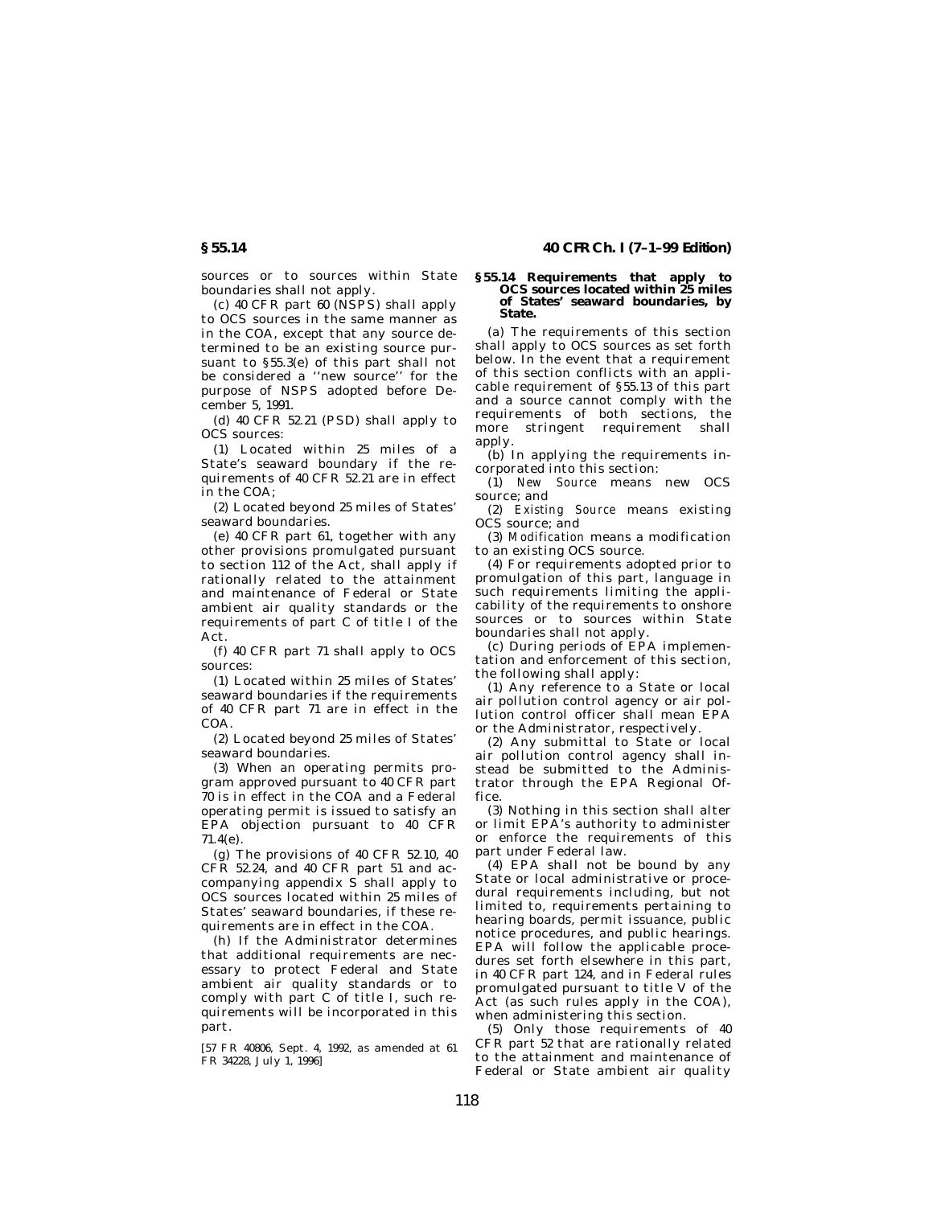sources or to sources within State boundaries shall not apply.

(c) 40 CFR part 60 (NSPS) shall apply to OCS sources in the same manner as in the COA, except that any source determined to be an existing source pursuant to §55.3(e) of this part shall not be considered a ''new source'' for the purpose of NSPS adopted before December 5, 1991.

(d) 40 CFR 52.21 (PSD) shall apply to OCS sources:

(1) Located within 25 miles of a State's seaward boundary if the requirements of 40 CFR 52.21 are in effect in the COA;

(2) Located beyond 25 miles of States' seaward boundaries.

(e) 40 CFR part 61, together with any other provisions promulgated pursuant to section 112 of the Act, shall apply if rationally related to the attainment and maintenance of Federal or State ambient air quality standards or the requirements of part C of title I of the Act.

(f) 40 CFR part 71 shall apply to OCS sources:

(1) Located within 25 miles of States' seaward boundaries if the requirements of 40 CFR part 71 are in effect in the COA.

(2) Located beyond 25 miles of States' seaward boundaries.

(3) When an operating permits program approved pursuant to 40 CFR part 70 is in effect in the COA and a Federal operating permit is issued to satisfy an EPA objection pursuant to 40 CFR 71.4(e).

(g) The provisions of 40 CFR 52.10, 40 CFR 52.24, and 40 CFR part 51 and accompanying appendix S shall apply to OCS sources located within 25 miles of States' seaward boundaries, if these requirements are in effect in the COA.

(h) If the Administrator determines that additional requirements are necessary to protect Federal and State ambient air quality standards or to comply with part C of title I, such requirements will be incorporated in this part.

[57 FR 40806, Sept. 4, 1992, as amended at 61 FR 34228, July 1, 1996]

## §55.14 Requirements that apply to OCS sources located within 25 miles of States' seaward boundaries, by State.

(a) The requirements of this section shall apply to OCS sources as set forth below. In the event that a requirement of this section conflicts with an applicable requirement of §55.13 of this part and a source cannot comply with the requirements of both sections, the more stringent requirement shall apply.

(b) In applying the requirements incorporated into this section:

(1) *New Source* means new OCS source; and

(2) *Existing Source* means existing OCS source; and

(3) *Modification* means a modification to an existing OCS source.

(4) For requirements adopted prior to promulgation of this part, language in such requirements limiting the applicability of the requirements to onshore sources or to sources within State boundaries shall not apply.

(c) During periods of EPA implementation and enforcement of this section, the following shall apply:

(1) Any reference to a State or local air pollution control agency or air pollution control officer shall mean EPA or the Administrator, respectively.

(2) Any submittal to State or local air pollution control agency shall instead be submitted to the Administrator through the EPA Regional Office.

(3) Nothing in this section shall alter or limit EPA's authority to administer or enforce the requirements of this part under Federal law.

(4) EPA shall not be bound by any State or local administrative or procedural requirements including, but not limited to, requirements pertaining to hearing boards, permit issuance, public notice procedures, and public hearings. EPA will follow the applicable procedures set forth elsewhere in this part, in 40 CFR part 124, and in Federal rules promulgated pursuant to title V of the Act (as such rules apply in the COA), when administering this section.

(5) Only those requirements of 40 CFR part 52 that are rationally related to the attainment and maintenance of Federal or State ambient air quality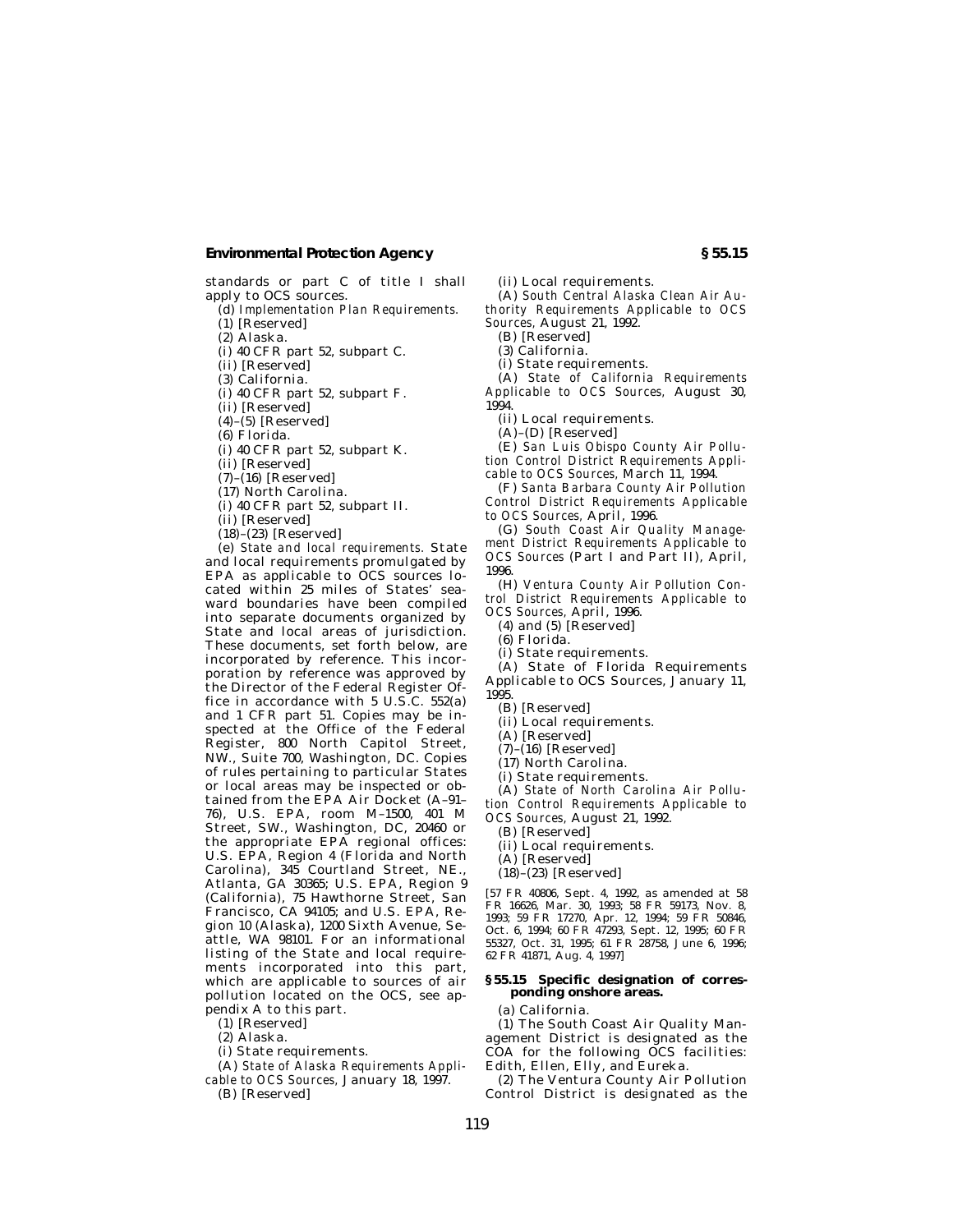standards or part C of title I shall apply to OCS sources.

(d) *Implementation Plan Requirements.*

(1) [Reserved]

(2) Alaska.

(i) 40 CFR part 52, subpart C.

(ii) [Reserved]

(3) California.

(i) 40 CFR part 52, subpart F.

(ii) [Reserved]

(4)–(5) [Reserved]

(6) Florida.

(i) 40 CFR part 52, subpart K.

(ii) [Reserved]

(7)–(16) [Reserved]

(17) North Carolina.

(i) 40 CFR part 52, subpart II.

(ii) [Reserved]

(18)–(23) [Reserved]

(e) *State and local requirements.* State and local requirements promulgated by EPA as applicable to OCS sources located within 25 miles of States' seaward boundaries have been compiled into separate documents organized by State and local areas of jurisdiction. These documents, set forth below, are incorporated by reference. This incorporation by reference was approved by the Director of the Federal Register Office in accordance with 5 U.S.C. 552(a) and 1 CFR part 51. Copies may be inspected at the Office of the Federal Register, 800 North Capitol Street, NW., Suite 700, Washington, DC. Copies of rules pertaining to particular States or local areas may be inspected or obtained from the EPA Air Docket (A–91–76), U.S. EPA, room M–1500, 401 M Street, SW., Washington, DC, 20460 or the appropriate EPA regional offices: U.S. EPA, Region 4 (Florida and North Carolina), 345 Courtland Street, NE., Atlanta, GA 30365; U.S. EPA, Region 9 (California), 75 Hawthorne Street, San Francisco, CA 94105; and U.S. EPA, Region 10 (Alaska), 1200 Sixth Avenue, Seattle, WA 98101. For an informational listing of the State and local requirements incorporated into this part, which are applicable to sources of air pollution located on the OCS, see appendix A to this part.

(1) [Reserved]

(2) Alaska.

(i) State requirements.

(A) *State of Alaska Requirements Applicable to OCS Sources,* January 18, 1997.

(B) [Reserved]

(ii) Local requirements.

(A) *South Central Alaska Clean Air Authority Requirements Applicable to OCS Sources,* August 21, 1992.

(B) [Reserved]

(3) California.

(i) State requirements.

(A) *State of California Requirements Applicable to OCS Sources,* August 30, 1994.

(ii) Local requirements.

(A)–(D) [Reserved]

(E) *San Luis Obispo County Air Pollution Control District Requirements Applicable to OCS Sources,* March 11, 1994.

(F) *Santa Barbara County Air Pollution Control District Requirements Applicable to OCS Sources,* April, 1996.

(G) *South Coast Air Quality Management District Requirements Applicable to OCS Sources* (Part I and Part II), April, 1996.

(H) *Ventura County Air Pollution Control District Requirements Applicable to OCS Sources,* April, 1996.

(4) and (5) [Reserved]

(6) Florida.

(i) State requirements.

(A) State of Florida Requirements Applicable to OCS Sources, January 11, 1995.

(B) [Reserved]

(ii) Local requirements.

(A) [Reserved]

(7)–(16) [Reserved]

(17) North Carolina.

(i) State requirements.

(A) *State of North Carolina Air Pollution Control Requirements Applicable to OCS Sources,* August 21, 1992.

(B) [Reserved]

(ii) Local requirements.

(A) [Reserved]

(18)–(23) [Reserved]

[57 FR 40806, Sept. 4, 1992, as amended at 58 FR 16626, Mar. 30, 1993; 58 FR 59173, Nov. 8, 1993; 59 FR 17270, Apr. 12, 1994; 59 FR 50846, Oct. 6, 1994; 60 FR 47293, Sept. 12, 1995; 60 FR 55327, Oct. 31, 1995; 61 FR 28758, June 6, 1996; 62 FR 41871, Aug. 4, 1997]

## § 55.15 Specific designation of corresponding onshore areas.

(a) California.

(1) The South Coast Air Quality Management District is designated as the COA for the following OCS facilities: Edith, Ellen, Elly, and Eureka.

(2) The Ventura County Air Pollution Control District is designated as the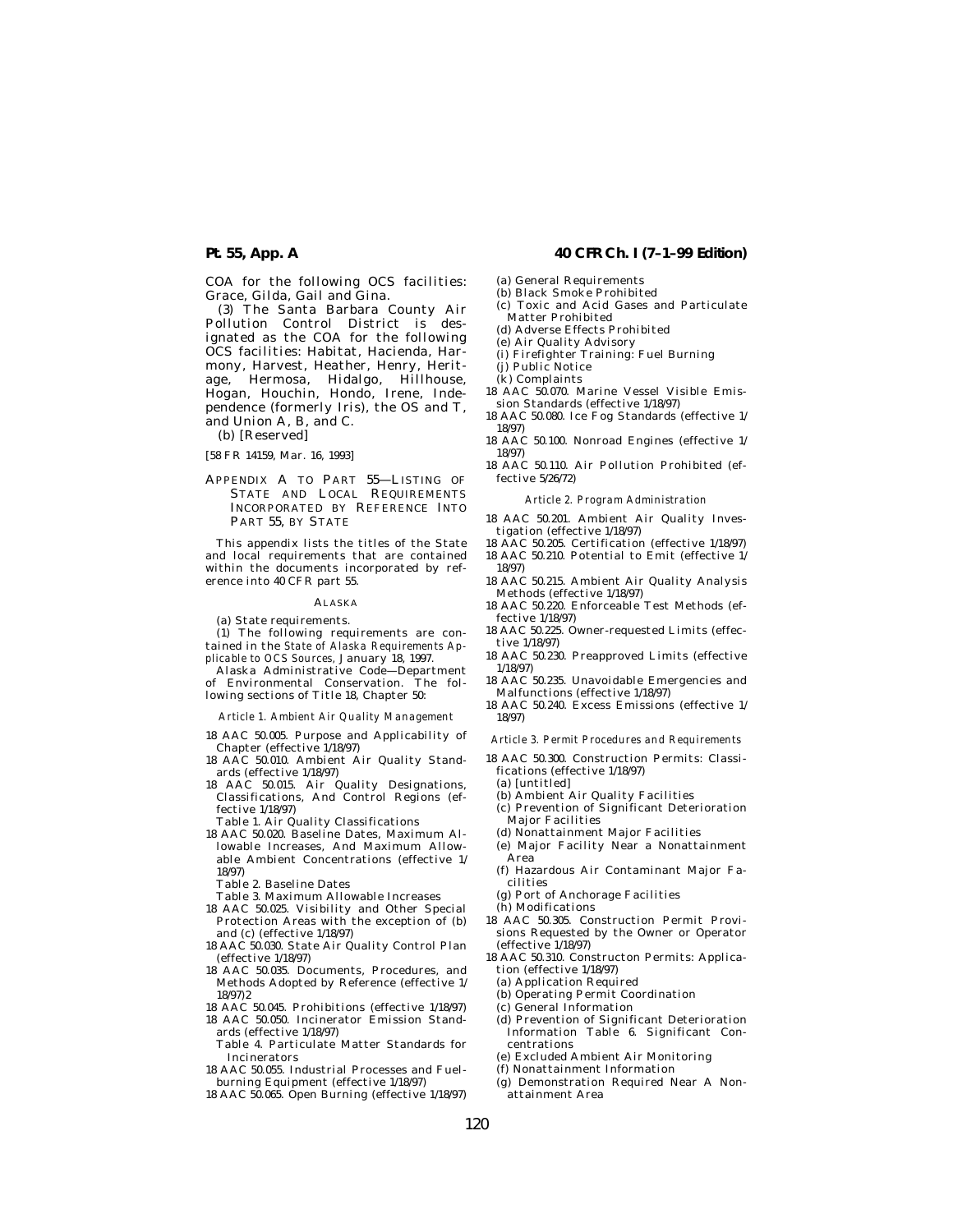COA for the following OCS facilities: Grace, Gilda, Gail and Gina.

(3) The Santa Barbara County Air Pollution Control District is designated as the COA for the following OCS facilities: Habitat, Hacienda, Harmony, Harvest, Heather, Henry, Heritage, Hermosa, Hidalgo, Hillhouse, Hogan, Houchin, Hondo, Irene, Independence (formerly Iris), the OS and T, and Union A, B, and C.

(b) [Reserved]

[58 FR 14159, Mar. 16, 1993]

## APPENDIX A TO PART 55—LISTING OF STATE AND LOCAL REQUIREMENTS INCORPORATED BY REFERENCE INTO PART 55, BY STATE

This appendix lists the titles of the State and local requirements that are contained within the documents incorporated by reference into 40 CFR part 55.

### ALASKA

(a) State requirements.

(1) The following requirements are contained in the *State of Alaska Requirements Applicable to OCS Sources,* January 18, 1997.

Alaska Administrative Code—Department of Environmental Conservation. The following sections of Title 18, Chapter 50:

*Article 1. Ambient Air Quality Management*

18 AAC 50.005. Purpose and Applicability of Chapter (effective 1/18/97)

18 AAC 50.010. Ambient Air Quality Standards (effective 1/18/97)

18 AAC 50.015. Air Quality Designations, Classifications, And Control Regions (effective 1/18/97)

Table 1. Air Quality Classifications

18 AAC 50.020. Baseline Dates, Maximum Allowable Increases, And Maximum Allowable Ambient Concentrations (effective 1/18/97)

Table 2. Baseline Dates

Table 3. Maximum Allowable Increases

18 AAC 50.025. Visibility and Other Special Protection Areas with the exception of (b) and (c) (effective 1/18/97)

18 AAC 50.030. State Air Quality Control Plan (effective 1/18/97)

18 AAC 50.035. Documents, Procedures, and Methods Adopted by Reference (effective 1/18/97)2

18 AAC 50.045. Prohibitions (effective 1/18/97)

18 AAC 50.050. Incinerator Emission Standards (effective 1/18/97)

Table 4. Particulate Matter Standards for Incinerators

18 AAC 50.055. Industrial Processes and Fuel-burning Equipment (effective 1/18/97)

18 AAC 50.065. Open Burning (effective 1/18/97)

(a) General Requirements

(b) Black Smoke Prohibited

(c) Toxic and Acid Gases and Particulate Matter Prohibited

(d) Adverse Effects Prohibited

(e) Air Quality Advisory

(i) Firefighter Training: Fuel Burning

(j) Public Notice

(k) Complaints

18 AAC 50.070. Marine Vessel Visible Emission Standards (effective 1/18/97)

18 AAC 50.080. Ice Fog Standards (effective 1/18/97)

18 AAC 50.100. Nonroad Engines (effective 1/18/97)

18 AAC 50.110. Air Pollution Prohibited (effective 5/26/72)

*Article 2. Program Administration*

18 AAC 50.201. Ambient Air Quality Investigation (effective 1/18/97)

18 AAC 50.205. Certification (effective 1/18/97)

18 AAC 50.210. Potential to Emit (effective 1/18/97)

18 AAC 50.215. Ambient Air Quality Analysis Methods (effective 1/18/97)

18 AAC 50.220. Enforceable Test Methods (effective 1/18/97)

18 AAC 50.225. Owner-requested Limits (effective 1/18/97)

18 AAC 50.230. Preapproved Limits (effective 1/18/97)

18 AAC 50.235. Unavoidable Emergencies and Malfunctions (effective 1/18/97)

18 AAC 50.240. Excess Emissions (effective 1/18/97)

*Article 3. Permit Procedures and Requirements*

18 AAC 50.300. Construction Permits: Classifications (effective 1/18/97)

(a) [untitled]

(b) Ambient Air Quality Facilities

(c) Prevention of Significant Deterioration Major Facilities

(d) Nonattainment Major Facilities

(e) Major Facility Near a Nonattainment Area

(f) Hazardous Air Contaminant Major Facilities

(g) Port of Anchorage Facilities

(h) Modifications

18 AAC 50.305. Construction Permit Provisions Requested by the Owner or Operator (effective 1/18/97)

18 AAC 50.310. Constructon Permits: Application (effective 1/18/97)

(a) Application Required

(b) Operating Permit Coordination

(c) General Information

(d) Prevention of Significant Deterioration Information Table 6. Significant Concentrations

(e) Excluded Ambient Air Monitoring

(f) Nonattainment Information

(g) Demonstration Required Near A Nonattainment Area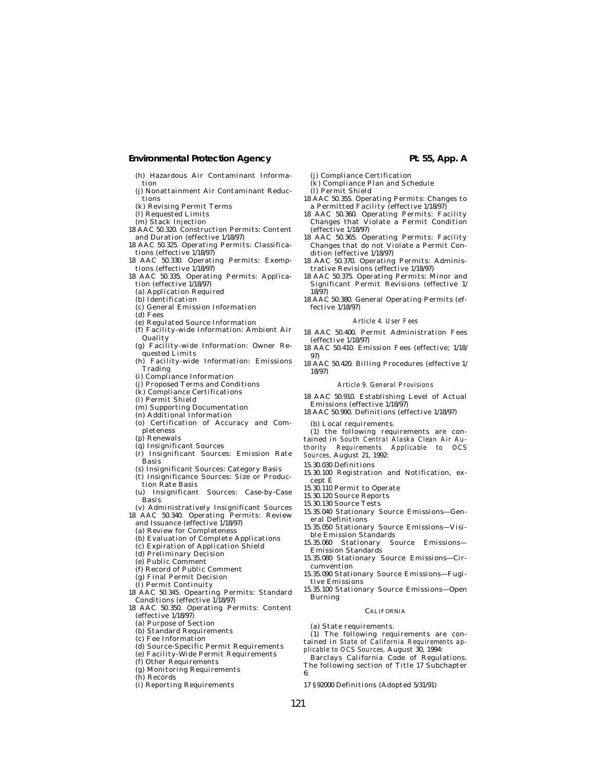(h) Hazardous Air Contaminant Information

(j) Nonattainment Air Contaminant Reductions

(k) Revising Permit Terms

(l) Requested Limits

(m) Stack Injection

18 AAC 50.320. Construction Permits: Content and Duration (effective 1/18/97)

18 AAC 50.325. Operating Permits: Classifications (effective 1/18/97)

18 AAC 50.330. Operating Permits: Exemptions (effective 1/18/97)

18 AAC 50.335. Operating Permits: Application (effective 1/18/97)

(a) Application Required

(b) Identification

(c) General Emission Information

(d) Fees

(e) Regulated Source Information

(f) Facility-wide Information: Ambient Air Quality

(g) Facility-wide Information: Owner Requested Limits

(h) Facility-wide Information: Emissions Trading

(i) Compliance Information

(j) Proposed Terms and Conditions

(k) Compliance Certifications

(l) Permit Shield

(m) Supporting Documentation

(n) Additional Information

(o) Certification of Accuracy and Completeness

(p) Renewals

(q) Insignificant Sources

(r) Insignificant Sources: Emission Rate Basis

(s) Insignificant Sources: Category Basis

(t) Insignificance Sources: Size or Production Rate Basis

(u) Insignificant Sources: Case-by-Case Basis

(v) Administratively Insignificant Sources

18 AAC 50.340. Operating Permits: Review and Issuance (effective 1/18/97)

(a) Review for Completeness

(b) Evaluation of Complete Applications

(c) Expiration of Application Shield

(d) Preliminary Decision

(e) Public Comment

(f) Record of Public Comment

(g) Final Permit Decision

(l) Permit Continuity

18 AAC 50.345. Opearting Permits: Standard Conditions (effective 1/18/97)

18 AAC 50.350. Operating Permits: Content (effective 1/18/97)

(a) Purpose of Section

(b) Standard Requirements

(c) Fee Information

(d) Source-Specific Permit Requirements

(e) Facility-Wide Permit Requirements

(f) Other Requirements

(g) Monitoring Requirements

(h) Records

(i) Reporting Requirements

(j) Compliance Certification

(k) Compliance Plan and Schedule

(l) Permit Shield

18 AAC 50.355. Operating Permits: Changes to a Permitted Facility (effective 1/18/97)

18 AAC 50.360. Operating Permits: Facility Changes that Violate a Permit Condition (effective 1/18/97)

18 AAC 50.365. Operating Permits: Facility Changes that do not Violate a Permit Condition (effective 1/18/97)

18 AAC 50.370. Operating Permits: Administrative Revisions (effective 1/18/97)

18 AAC 50.375. Operating Permits: Minor and Significant Permit Revisions (effective 1/18/97)

18 AAC 50.380. General Operating Permits (effective 1/18/97)

*Article 4. User Fees*

18 AAC 50.400. Permit Administration Fees (effective 1/18/97)

18 AAC 50.410. Emission Fees (effective; 1/18/97)

18 AAC 50.420. Billing Procedures (effective 1/18/97)

*Article 9. General Provisions*

18 AAC 50.910. Establishing Level of Actual Emissions (effective 1/18/97)

18 AAC 50.990. Definitions (effective 1/18/97)

(b) Local requirements.

(1) the following requirements are contained in *South Central Alaska Clean Air Authority Requirements Applicable to OCS Sources,* August 21, 1992:

15.30.030 Definitions

15.30.100 Registration and Notification, except E

15.30.110 Permit to Operate

15.30.120 Source Reports

15.30.130 Source Tests

15.35.040 Stationary Source Emissions—General Definitions

15.35.050 Stationary Source Emissions—Visible Emission Standards

15.35.060 Stationary Source Emissions—Emission Standards

15.35.080 Stationary Source Emissions—Circumvention

15.35.090 Stationary Source Emissions—Fugitive Emissions

15.35.100 Stationary Source Emissions—Open Burning

## CALIFORNIA

(a) State requirements.

(1) The following requirements are contained in *State of California Requirements applicable to OCS Sources,* August 30, 1994:

Barclays California Code of Regulations. The following section of Title 17 Subchapter 6:

17 §92000 Definitions (Adopted 5/31/91)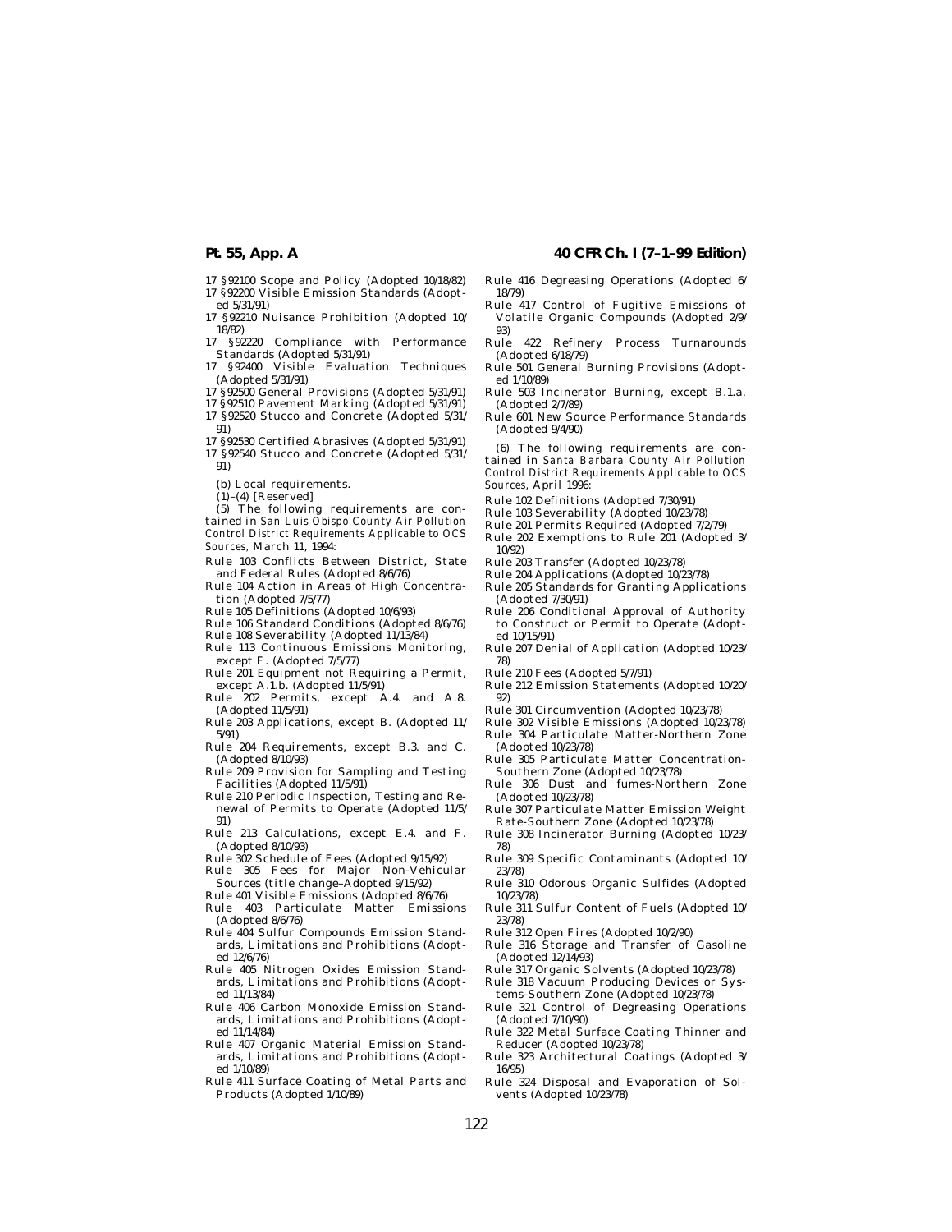17 §92100 Scope and Policy (Adopted 10/18/82)

17 §92200 Visible Emission Standards (Adopted 5/31/91)

17 §92210 Nuisance Prohibition (Adopted 10/18/82)

17 §92220 Compliance with Performance Standards (Adopted 5/31/91)

17 §92400 Visible Evaluation Techniques (Adopted 5/31/91)

17 §92500 General Provisions (Adopted 5/31/91)

17 §92510 Pavement Marking (Adopted 5/31/91)

17 §92520 Stucco and Concrete (Adopted 5/31/91)

17 §92530 Certified Abrasives (Adopted 5/31/91)

17 §92540 Stucco and Concrete (Adopted 5/31/91)

(b) Local requirements.

(1)–(4) [Reserved]

(5) The following requirements are contained in *San Luis Obispo County Air Pollution Control District Requirements Applicable to OCS Sources,* March 11, 1994:

Rule 103 Conflicts Between District, State and Federal Rules (Adopted 8/6/76)

Rule 104 Action in Areas of High Concentration (Adopted 7/5/77)

Rule 105 Definitions (Adopted 10/6/93)

Rule 106 Standard Conditions (Adopted 8/6/76)

Rule 108 Severability (Adopted 11/13/84)

Rule 113 Continuous Emissions Monitoring, except F. (Adopted 7/5/77)

Rule 201 Equipment not Requiring a Permit, except A.1.b. (Adopted 11/5/91)

Rule 202 Permits, except A.4. and A.8. (Adopted 11/5/91)

Rule 203 Applications, except B. (Adopted 11/5/91)

Rule 204 Requirements, except B.3. and C. (Adopted 8/10/93)

Rule 209 Provision for Sampling and Testing Facilities (Adopted 11/5/91)

Rule 210 Periodic Inspection, Testing and Renewal of Permits to Operate (Adopted 11/5/91)

Rule 213 Calculations, except E.4. and F. (Adopted 8/10/93)

Rule 302 Schedule of Fees (Adopted 9/15/92)

Rule 305 Fees for Major Non-Vehicular Sources (title change–Adopted 9/15/92)

Rule 401 Visible Emissions (Adopted 8/6/76)

Rule 403 Particulate Matter Emissions (Adopted 8/6/76)

Rule 404 Sulfur Compounds Emission Standards, Limitations and Prohibitions (Adopted 12/6/76)

Rule 405 Nitrogen Oxides Emission Standards, Limitations and Prohibitions (Adopted 11/13/84)

Rule 406 Carbon Monoxide Emission Standards, Limitations and Prohibitions (Adopted 11/14/84)

Rule 407 Organic Material Emission Standards, Limitations and Prohibitions (Adopted 1/10/89)

Rule 411 Surface Coating of Metal Parts and Products (Adopted 1/10/89)

Rule 416 Degreasing Operations (Adopted 6/18/79)

Rule 417 Control of Fugitive Emissions of Volatile Organic Compounds (Adopted 2/9/93)

Rule 422 Refinery Process Turnarounds (Adopted 6/18/79)

Rule 501 General Burning Provisions (Adopted 1/10/89)

Rule 503 Incinerator Burning, except B.1.a. (Adopted 2/7/89)

Rule 601 New Source Performance Standards (Adopted 9/4/90)

(6) The following requirements are contained in *Santa Barbara County Air Pollution Control District Requirements Applicable to OCS Sources,* April 1996:

Rule 102 Definitions (Adopted 7/30/91)

Rule 103 Severability (Adopted 10/23/78)

Rule 201 Permits Required (Adopted 7/2/79)

Rule 202 Exemptions to Rule 201 (Adopted 3/10/92)

Rule 203 Transfer (Adopted 10/23/78)

Rule 204 Applications (Adopted 10/23/78)

Rule 205 Standards for Granting Applications (Adopted 7/30/91)

Rule 206 Conditional Approval of Authority to Construct or Permit to Operate (Adopted 10/15/91)

Rule 207 Denial of Application (Adopted 10/23/78)

Rule 210 Fees (Adopted 5/7/91)

Rule 212 Emission Statements (Adopted 10/20/92)

Rule 301 Circumvention (Adopted 10/23/78)

Rule 302 Visible Emissions (Adopted 10/23/78)

Rule 304 Particulate Matter-Northern Zone (Adopted 10/23/78)

Rule 305 Particulate Matter Concentration-Southern Zone (Adopted 10/23/78)

Rule 306 Dust and fumes-Northern Zone (Adopted 10/23/78)

Rule 307 Particulate Matter Emission Weight Rate-Southern Zone (Adopted 10/23/78)

Rule 308 Incinerator Burning (Adopted 10/23/78)

Rule 309 Specific Contaminants (Adopted 10/23/78)

Rule 310 Odorous Organic Sulfides (Adopted 10/23/78)

Rule 311 Sulfur Content of Fuels (Adopted 10/23/78)

Rule 312 Open Fires (Adopted 10/2/90)

Rule 316 Storage and Transfer of Gasoline (Adopted 12/14/93)

Rule 317 Organic Solvents (Adopted 10/23/78)

Rule 318 Vacuum Producing Devices or Systems-Southern Zone (Adopted 10/23/78)

Rule 321 Control of Degreasing Operations (Adopted 7/10/90)

Rule 322 Metal Surface Coating Thinner and Reducer (Adopted 10/23/78)

Rule 323 Architectural Coatings (Adopted 3/16/95)

Rule 324 Disposal and Evaporation of Solvents (Adopted 10/23/78)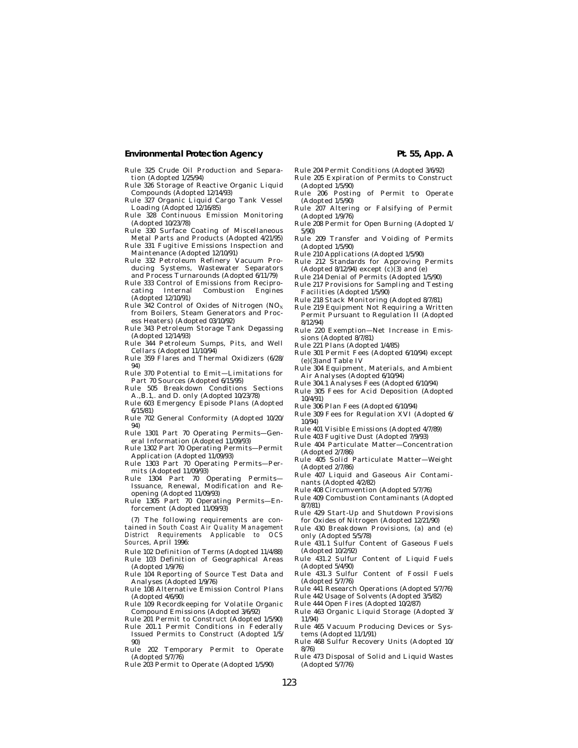Rule 325 Crude Oil Production and Separation (Adopted 1/25/94)

Rule 326 Storage of Reactive Organic Liquid Compounds (Adopted 12/14/93)

Rule 327 Organic Liquid Cargo Tank Vessel Loading (Adopted 12/16/85)

Rule 328 Continuous Emission Monitoring (Adopted 10/23/78)

Rule 330 Surface Coating of Miscellaneous Metal Parts and Products (Adopted 4/21/95)

Rule 331 Fugitive Emissions Inspection and Maintenance (Adopted 12/10/91)

Rule 332 Petroleum Refinery Vacuum Producing Systems, Wastewater Separators and Process Turnarounds (Adopted 6/11/79)

Rule 333 Control of Emissions from Reciprocating Internal Combustion Engines (Adopted 12/10/91)

Rule 342 Control of Oxides of Nitrogen ($NO_X$ from Boilers, Steam Generators and Process Heaters) (Adopted 03/10/92)

Rule 343 Petroleum Storage Tank Degassing (Adopted 12/14/93)

Rule 344 Petroleum Sumps, Pits, and Well Cellars (Adopted 11/10/94)

Rule 359 Flares and Thermal Oxidizers (6/28/94)

Rule 370 Potential to Emit—Limitations for Part 70 Sources (Adopted 6/15/95)

Rule 505 Breakdown Conditions Sections A.,B.1,. and D. only (Adopted 10/23/78)

Rule 603 Emergency Episode Plans (Adopted 6/15/81)

Rule 702 General Conformity (Adopted 10/20/94)

Rule 1301 Part 70 Operating Permits—General Information (Adopted 11/09/93)

Rule 1302 Part 70 Operating Permits—Permit Application (Adopted 11/09/93)

Rule 1303 Part 70 Operating Permits—Permits (Adopted 11/09/93)

Rule 1304 Part 70 Operating Permits—Issuance, Renewal, Modification and Reopening (Adopted 11/09/93)

Rule 1305 Part 70 Operating Permits—Enforcement (Adopted 11/09/93)

(7) The following requirements are contained in *South Coast Air Quality Management District Requirements Applicable to OCS Sources,* April 1996:

Rule 102 Definition of Terms (Adopted 11/4/88)

Rule 103 Definition of Geographical Areas (Adopted 1/9/76)

Rule 104 Reporting of Source Test Data and Analyses (Adopted 1/9/76)

Rule 108 Alternative Emission Control Plans (Adopted 4/6/90)

Rule 109 Recordkeeping for Volatile Organic Compound Emissions (Adopted 3/6/92)

Rule 201 Permit to Construct (Adopted 1/5/90)

Rule 201.1 Permit Conditions in Federally Issued Permits to Construct (Adopted 1/5/90)

Rule 202 Temporary Permit to Operate (Adopted 5/7/76)

Rule 203 Permit to Operate (Adopted 1/5/90)

Rule 204 Permit Conditions (Adopted 3/6/92)

Rule 205 Expiration of Permits to Construct (Adopted 1/5/90)

Rule 206 Posting of Permit to Operate (Adopted 1/5/90)

Rule 207 Altering or Falsifying of Permit (Adopted 1/9/76)

Rule 208 Permit for Open Burning (Adopted 1/5/90)

Rule 209 Transfer and Voiding of Permits (Adopted 1/5/90)

Rule 210 Applications (Adopted 1/5/90)

Rule 212 Standards for Approving Permits (Adopted 8/12/94) except (c)(3) and (e)

Rule 214 Denial of Permits (Adopted 1/5/90)

Rule 217 Provisions for Sampling and Testing Facilities (Adopted 1/5/90)

Rule 218 Stack Monitoring (Adopted 8/7/81)

Rule 219 Equipment Not Requiring a Written Permit Pursuant to Regulation II (Adopted 8/12/94)

Rule 220 Exemption—Net Increase in Emissions (Adopted 8/7/81)

Rule 221 Plans (Adopted 1/4/85)

Rule 301 Permit Fees (Adopted 6/10/94) except (e)(3)and Table IV

Rule 304 Equipment, Materials, and Ambient Air Analyses (Adopted 6/10/94)

Rule 304.1 Analyses Fees (Adopted 6/10/94)

Rule 305 Fees for Acid Deposition (Adopted 10/4/91)

Rule 306 Plan Fees (Adopted 6/10/94)

Rule 309 Fees for Regulation XVI (Adopted 6/10/94)

Rule 401 Visible Emissions (Adopted 4/7/89)

Rule 403 Fugitive Dust (Adopted 7/9/93)

Rule 404 Particulate Matter—Concentration (Adopted 2/7/86)

Rule 405 Solid Particulate Matter—Weight (Adopted 2/7/86)

Rule 407 Liquid and Gaseous Air Contaminants (Adopted 4/2/82)

Rule 408 Circumvention (Adopted 5/7/76)

Rule 409 Combustion Contaminants (Adopted 8/7/81)

Rule 429 Start-Up and Shutdown Provisions for Oxides of Nitrogen (Adopted 12/21/90)

Rule 430 Breakdown Provisions, (a) and (e) only (Adopted 5/5/78)

Rule 431.1 Sulfur Content of Gaseous Fuels (Adopted 10/2/92)

Rule 431.2 Sulfur Content of Liquid Fuels (Adopted 5/4/90)

Rule 431.3 Sulfur Content of Fossil Fuels (Adopted 5/7/76)

Rule 441 Research Operations (Adopted 5/7/76)

Rule 442 Usage of Solvents (Adopted 3/5/82)

Rule 444 Open Fires (Adopted 10/2/87)

Rule 463 Organic Liquid Storage (Adopted 3/11/94)

Rule 465 Vacuum Producing Devices or Systems (Adopted 11/1/91)

Rule 468 Sulfur Recovery Units (Adopted 10/8/76)

Rule 473 Disposal of Solid and Liquid Wastes (Adopted 5/7/76)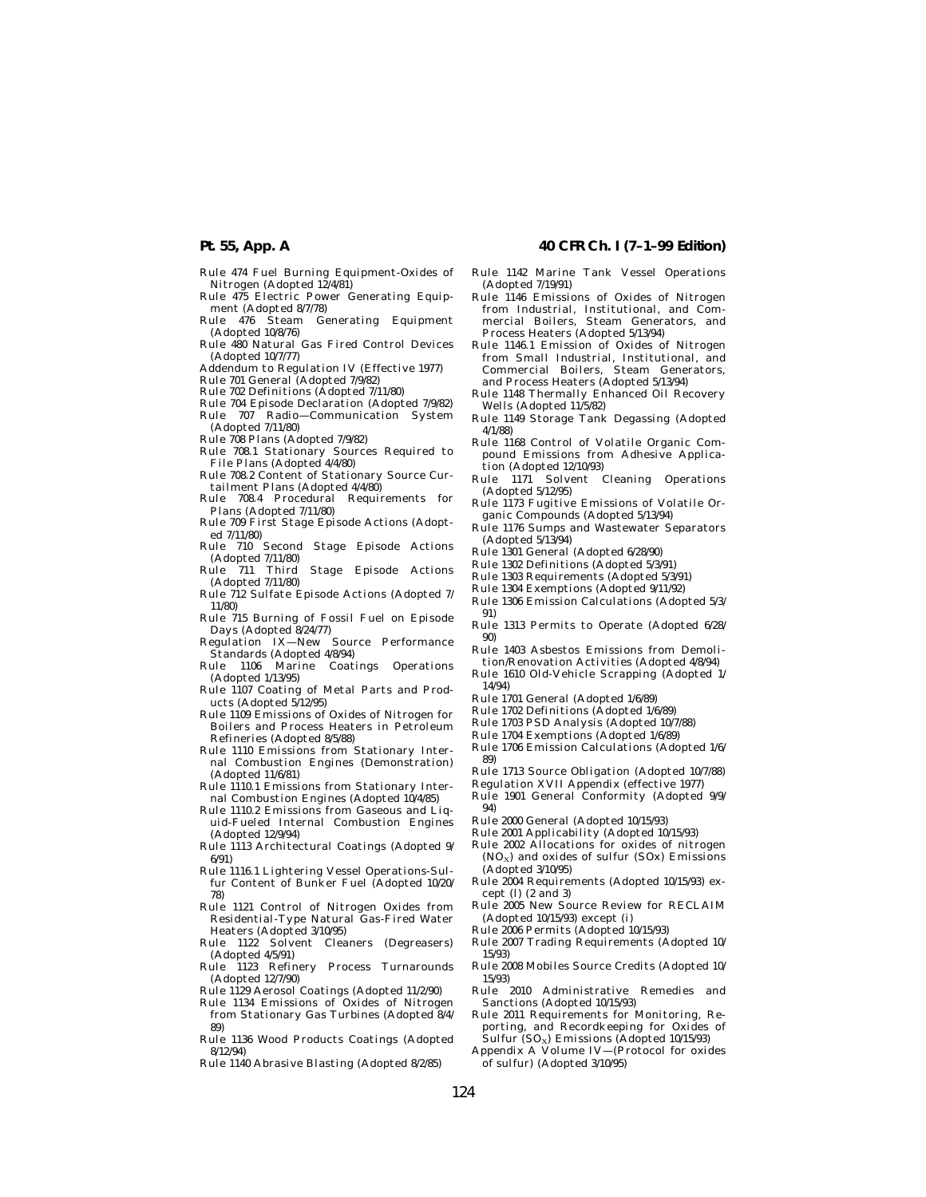Rule 474 Fuel Burning Equipment-Oxides of Nitrogen (Adopted 12/4/81)

Rule 475 Electric Power Generating Equipment (Adopted 8/7/78)

Rule 476 Steam Generating Equipment (Adopted 10/8/76)

Rule 480 Natural Gas Fired Control Devices (Adopted 10/7/77)

Addendum to Regulation IV (Effective 1977)

Rule 701 General (Adopted 7/9/82)

Rule 702 Definitions (Adopted 7/11/80)

Rule 704 Episode Declaration (Adopted 7/9/82)

Rule 707 Radio—Communication System (Adopted 7/11/80)

Rule 708 Plans (Adopted 7/9/82)

Rule 708.1 Stationary Sources Required to File Plans (Adopted 4/4/80)

Rule 708.2 Content of Stationary Source Curtailment Plans (Adopted 4/4/80)

Rule 708.4 Procedural Requirements for Plans (Adopted 7/11/80)

Rule 709 First Stage Episode Actions (Adopted 7/11/80)

Rule 710 Second Stage Episode Actions (Adopted 7/11/80)

Rule 711 Third Stage Episode Actions (Adopted 7/11/80)

Rule 712 Sulfate Episode Actions (Adopted 7/11/80)

Rule 715 Burning of Fossil Fuel on Episode Days (Adopted 8/24/77)

Regulation IX—New Source Performance Standards (Adopted 4/8/94)

Rule 1106 Marine Coatings Operations (Adopted 1/13/95)

Rule 1107 Coating of Metal Parts and Products (Adopted 5/12/95)

Rule 1109 Emissions of Oxides of Nitrogen for Boilers and Process Heaters in Petroleum Refineries (Adopted 8/5/88)

Rule 1110 Emissions from Stationary Internal Combustion Engines (Demonstration) (Adopted 11/6/81)

Rule 1110.1 Emissions from Stationary Internal Combustion Engines (Adopted 10/4/85)

Rule 1110.2 Emissions from Gaseous and Liquid-Fueled Internal Combustion Engines (Adopted 12/9/94)

Rule 1113 Architectural Coatings (Adopted 9/6/91)

Rule 1116.1 Lightering Vessel Operations-Sulfur Content of Bunker Fuel (Adopted 10/20/78)

Rule 1121 Control of Nitrogen Oxides from Residential-Type Natural Gas-Fired Water Heaters (Adopted 3/10/95)

Rule 1122 Solvent Cleaners (Degreasers) (Adopted 4/5/91)

Rule 1123 Refinery Process Turnarounds (Adopted 12/7/90)

Rule 1129 Aerosol Coatings (Adopted 11/2/90)

Rule 1134 Emissions of Oxides of Nitrogen from Stationary Gas Turbines (Adopted 8/4/89)

Rule 1136 Wood Products Coatings (Adopted 8/12/94)

Rule 1140 Abrasive Blasting (Adopted 8/2/85)

Rule 1142 Marine Tank Vessel Operations (Adopted 7/19/91)

Rule 1146 Emissions of Oxides of Nitrogen from Industrial, Institutional, and Commercial Boilers, Steam Generators, and Process Heaters (Adopted 5/13/94)

Rule 1146.1 Emission of Oxides of Nitrogen from Small Industrial, Institutional, and Commercial Boilers, Steam Generators, and Process Heaters (Adopted 5/13/94)

Rule 1148 Thermally Enhanced Oil Recovery Wells (Adopted 11/5/82)

Rule 1149 Storage Tank Degassing (Adopted 4/1/88)

Rule 1168 Control of Volatile Organic Compound Emissions from Adhesive Application (Adopted 12/10/93)

Rule 1171 Solvent Cleaning Operations (Adopted 5/12/95)

Rule 1173 Fugitive Emissions of Volatile Organic Compounds (Adopted 5/13/94)

Rule 1176 Sumps and Wastewater Separators (Adopted 5/13/94)

Rule 1301 General (Adopted 6/28/90)

Rule 1302 Definitions (Adopted 5/3/91)

Rule 1303 Requirements (Adopted 5/3/91)

Rule 1304 Exemptions (Adopted 9/11/92)

Rule 1306 Emission Calculations (Adopted 5/3/91)

Rule 1313 Permits to Operate (Adopted 6/28/90)

Rule 1403 Asbestos Emissions from Demolition/Renovation Activities (Adopted 4/8/94)

Rule 1610 Old-Vehicle Scrapping (Adopted 1/14/94)

Rule 1701 General (Adopted 1/6/89)

Rule 1702 Definitions (Adopted 1/6/89)

Rule 1703 PSD Analysis (Adopted 10/7/88)

Rule 1704 Exemptions (Adopted 1/6/89)

Rule 1706 Emission Calculations (Adopted 1/6/89)

Rule 1713 Source Obligation (Adopted 10/7/88)

Regulation XVII Appendix (effective 1977)

Rule 1901 General Conformity (Adopted 9/9/94)

Rule 2000 General (Adopted 10/15/93)

Rule 2001 Applicability (Adopted 10/15/93)

Rule 2002 Allocations for oxides of nitrogen ($NO_X$) and oxides of sulfur (SOx) Emissions (Adopted 3/10/95)

Rule 2004 Requirements (Adopted 10/15/93) except (l) (2 and 3)

Rule 2005 New Source Review for RECLAIM (Adopted 10/15/93) except (i)

Rule 2006 Permits (Adopted 10/15/93)

Rule 2007 Trading Requirements (Adopted 10/15/93)

Rule 2008 Mobiles Source Credits (Adopted 10/15/93)

Rule 2010 Administrative Remedies and Sanctions (Adopted 10/15/93)

Rule 2011 Requirements for Monitoring, Reporting, and Recordkeeping for Oxides of Sulfur ($SO_X$) Emissions (Adopted 10/15/93)

Appendix A Volume IV—(Protocol for oxides of sulfur) (Adopted 3/10/95)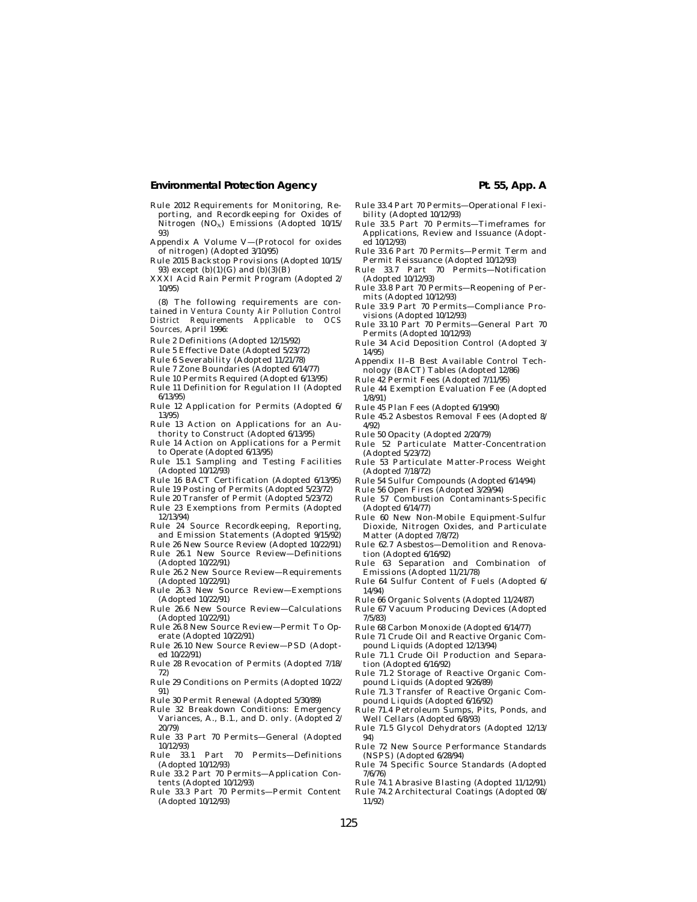Rule 2012 Requirements for Monitoring, Reporting, and Recordkeeping for Oxides of Nitrogen ($NO_X$) Emissions (Adopted 10/15/93)

Appendix A Volume V—(Protocol for oxides of nitrogen) (Adopted 3/10/95)

Rule 2015 Backstop Provisions (Adopted 10/15/93) except (b)(1)(G) and (b)(3)(B)

XXXI Acid Rain Permit Program (Adopted 2/10/95)

(8) The following requirements are contained in *Ventura County Air Pollution Control District Requirements Applicable to OCS Sources,* April 1996:

Rule 2 Definitions (Adopted 12/15/92)

Rule 5 Effective Date (Adopted 5/23/72)

Rule 6 Severability (Adopted 11/21/78)

Rule 7 Zone Boundaries (Adopted 6/14/77)

Rule 10 Permits Required (Adopted 6/13/95)

Rule 11 Definition for Regulation II (Adopted 6/13/95)

Rule 12 Application for Permits (Adopted 6/13/95)

Rule 13 Action on Applications for an Authority to Construct (Adopted 6/13/95)

Rule 14 Action on Applications for a Permit to Operate (Adopted 6/13/95)

Rule 15.1 Sampling and Testing Facilities (Adopted 10/12/93)

Rule 16 BACT Certification (Adopted 6/13/95)

Rule 19 Posting of Permits (Adopted 5/23/72)

Rule 20 Transfer of Permit (Adopted 5/23/72)

Rule 23 Exemptions from Permits (Adopted 12/13/94)

Rule 24 Source Recordkeeping, Reporting, and Emission Statements (Adopted 9/15/92)

Rule 26 New Source Review (Adopted 10/22/91)

Rule 26.1 New Source Review—Definitions (Adopted 10/22/91)

Rule 26.2 New Source Review—Requirements (Adopted 10/22/91)

Rule 26.3 New Source Review—Exemptions (Adopted 10/22/91)

Rule 26.6 New Source Review—Calculations (Adopted 10/22/91)

Rule 26.8 New Source Review—Permit To Operate (Adopted 10/22/91)

Rule 26.10 New Source Review—PSD (Adopted 10/22/91)

Rule 28 Revocation of Permits (Adopted 7/18/72)

Rule 29 Conditions on Permits (Adopted 10/22/91)

Rule 30 Permit Renewal (Adopted 5/30/89)

Rule 32 Breakdown Conditions: Emergency Variances, A., B.1., and D. only. (Adopted 2/20/79)

Rule 33 Part 70 Permits—General (Adopted 10/12/93)

Rule 33.1 Part 70 Permits—Definitions (Adopted 10/12/93)

Rule 33.2 Part 70 Permits—Application Contents (Adopted 10/12/93)

Rule 33.3 Part 70 Permits—Permit Content (Adopted 10/12/93)

Rule 33.4 Part 70 Permits—Operational Flexibility (Adopted 10/12/93)

Rule 33.5 Part 70 Permits—Timeframes for Applications, Review and Issuance (Adopted 10/12/93)

Rule 33.6 Part 70 Permits—Permit Term and Permit Reissuance (Adopted 10/12/93)

Rule 33.7 Part 70 Permits—Notification (Adopted 10/12/93)

Rule 33.8 Part 70 Permits—Reopening of Permits (Adopted 10/12/93)

Rule 33.9 Part 70 Permits—Compliance Provisions (Adopted 10/12/93)

Rule 33.10 Part 70 Permits—General Part 70 Permits (Adopted 10/12/93)

Rule 34 Acid Deposition Control (Adopted 3/14/95)

Appendix II–B Best Available Control Technology (BACT) Tables (Adopted 12/86)

Rule 42 Permit Fees (Adopted 7/11/95)

Rule 44 Exemption Evaluation Fee (Adopted 1/8/91)

Rule 45 Plan Fees (Adopted 6/19/90)

Rule 45.2 Asbestos Removal Fees (Adopted 8/4/92)

Rule 50 Opacity (Adopted 2/20/79)

Rule 52 Particulate Matter-Concentration (Adopted 5/23/72)

Rule 53 Particulate Matter-Process Weight (Adopted 7/18/72)

Rule 54 Sulfur Compounds (Adopted 6/14/94)

Rule 56 Open Fires (Adopted 3/29/94)

Rule 57 Combustion Contaminants-Specific (Adopted 6/14/77)

Rule 60 New Non-Mobile Equipment-Sulfur Dioxide, Nitrogen Oxides, and Particulate Matter (Adopted 7/8/72)

Rule 62.7 Asbestos—Demolition and Renovation (Adopted 6/16/92)

Rule 63 Separation and Combination of Emissions (Adopted 11/21/78)

Rule 64 Sulfur Content of Fuels (Adopted 6/14/94)

Rule 66 Organic Solvents (Adopted 11/24/87)

Rule 67 Vacuum Producing Devices (Adopted 7/5/83)

Rule 68 Carbon Monoxide (Adopted 6/14/77)

Rule 71 Crude Oil and Reactive Organic Compound Liquids (Adopted 12/13/94)

Rule 71.1 Crude Oil Production and Separation (Adopted 6/16/92)

Rule 71.2 Storage of Reactive Organic Compound Liquids (Adopted 9/26/89)

Rule 71.3 Transfer of Reactive Organic Compound Liquids (Adopted 6/16/92)

Rule 71.4 Petroleum Sumps, Pits, Ponds, and Well Cellars (Adopted 6/8/93)

Rule 71.5 Glycol Dehydrators (Adopted 12/13/94)

Rule 72 New Source Performance Standards (NSPS) (Adopted 6/28/94)

Rule 74 Specific Source Standards (Adopted 7/6/76)

Rule 74.1 Abrasive Blasting (Adopted 11/12/91)

Rule 74.2 Architectural Coatings (Adopted 08/11/92)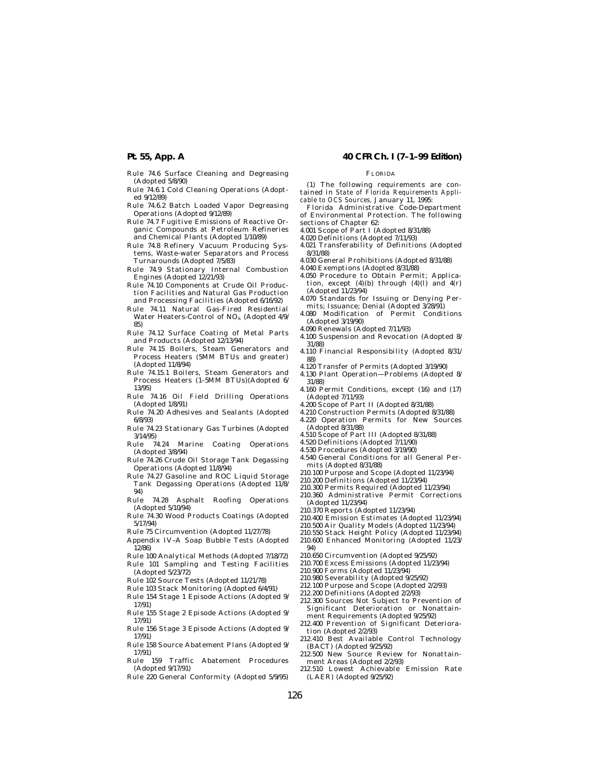Rule 74.6 Surface Cleaning and Degreasing (Adopted 5/8/90)

Rule 74.6.1 Cold Cleaning Operations (Adopted 9/12/89)

Rule 74.6.2 Batch Loaded Vapor Degreasing Operations (Adopted 9/12/89)

Rule 74.7 Fugitive Emissions of Reactive Organic Compounds at Petroleum Refineries and Chemical Plants (Adopted 1/10/89)

Rule 74.8 Refinery Vacuum Producing Systems, Waste-water Separators and Process Turnarounds (Adopted 7/5/83)

Rule 74.9 Stationary Internal Combustion Engines (Adopted 12/21/93)

Rule 74.10 Components at Crude Oil Production Facilities and Natural Gas Production and Processing Facilities (Adopted 6/16/92)

Rule 74.11 Natural Gas-Fired Residential Water Heaters-Control of $NO_X$ (Adopted 4/9/85)

Rule 74.12 Surface Coating of Metal Parts and Products (Adopted 12/13/94)

Rule 74.15 Boilers, Steam Generators and Process Heaters (5MM BTUs and greater) (Adopted 11/8/94)

Rule 74.15.1 Boilers, Steam Generators and Process Heaters (1–5MM BTUs)(Adopted 6/13/95)

Rule 74.16 Oil Field Drilling Operations (Adopted 1/8/91)

Rule 74.20 Adhesives and Sealants (Adopted 6/8/93)

Rule 74.23 Stationary Gas Turbines (Adopted 3/14/95)

Rule 74.24 Marine Coating Operations (Adopted 3/8/94)

Rule 74.26 Crude Oil Storage Tank Degassing Operations (Adopted 11/8/94)

Rule 74.27 Gasoline and ROC Liquid Storage Tank Degassing Operations (Adopted 11/8/94)

Rule 74.28 Asphalt Roofing Operations (Adopted 5/10/94)

Rule 74.30 Wood Products Coatings (Adopted 5/17/94)

Rule 75 Circumvention (Adopted 11/27/78)

Appendix IV–A Soap Bubble Tests (Adopted 12/86)

Rule 100 Analytical Methods (Adopted 7/18/72)

Rule 101 Sampling and Testing Facilities (Adopted 5/23/72)

Rule 102 Source Tests (Adopted 11/21/78)

Rule 103 Stack Monitoring (Adopted 6/4/91)

Rule 154 Stage 1 Episode Actions (Adopted 9/17/91)

Rule 155 Stage 2 Episode Actions (Adopted 9/17/91)

Rule 156 Stage 3 Episode Actions (Adopted 9/17/91)

Rule 158 Source Abatement Plans (Adopted 9/17/91)

Rule 159 Traffic Abatement Procedures (Adopted 9/17/91)

Rule 220 General Conformity (Adopted 5/9/95)

FLORIDA

(1) The following requirements are contained in *State of Florida Requirements Applicable to OCS Sources*, January 11, 1995:

Florida Administrative Code-Department of Environmental Protection. The following sections of Chapter 62:

4.001 Scope of Part I (Adopted 8/31/88)

4.020 Definitions (Adopted 7/11/93)

4.021 Transferability of Definitions (Adopted 8/31/88)

4.030 General Prohibitions (Adopted 8/31/88)

4.040 Exemptions (Adopted 8/31/88)

4.050 Procedure to Obtain Permit; Application, except (4)(b) through (4)(l) and 4(r) (Adopted 11/23/94)

4.070 Standards for Issuing or Denying Permits; Issuance; Denial (Adopted 3/28/91)

4.080 Modification of Permit Conditions (Adopted 3/19/90)

4.090 Renewals (Adopted 7/11/93)

4.100 Suspension and Revocation (Adopted 8/31/88)

4.110 Financial Responsibility (Adopted 8/31/88)

4.120 Transfer of Permits (Adopted 3/19/90)

4.130 Plant Operation—Problems (Adopted 8/31/88)

4.160 Permit Conditions, except (16) and (17) (Adopted 7/11/93)

4.200 Scope of Part II (Adopted 8/31/88)

4.210 Construction Permits (Adopted 8/31/88)

4.220 Operation Permits for New Sources (Adopted 8/31/88)

4.510 Scope of Part III (Adopted 8/31/88)

4.520 Definitions (Adopted 7/11/90)

4.530 Procedures (Adopted 3/19/90)

4.540 General Conditions for all General Permits (Adopted 8/31/88)

210.100 Purpose and Scope (Adopted 11/23/94)

210.200 Definitions (Adopted 11/23/94)

210.300 Permits Required (Adopted 11/23/94)

210.360 Administrative Permit Corrections (Adopted 11/23/94)

210.370 Reports (Adopted 11/23/94)

210.400 Emission Estimates (Adopted 11/23/94)

210.500 Air Quality Models (Adopted 11/23/94)

210.550 Stack Height Policy (Adopted 11/23/94)

210.600 Enhanced Monitoring (Adopted 11/23/94)

210.650 Circumvention (Adopted 9/25/92)

210.700 Excess Emissions (Adopted 11/23/94)

210.900 Forms (Adopted 11/23/94)

210.980 Severability (Adopted 9/25/92)

212.100 Purpose and Scope (Adopted 2/2/93)

212.200 Definitions (Adopted 2/2/93)

212.300 Sources Not Subject to Prevention of Significant Deterioration or Nonattainment Requirements (Adopted 9/25/92)

212.400 Prevention of Significant Deterioration (Adopted 2/2/93)

212.410 Best Available Control Technology (BACT) (Adopted 9/25/92)

212.500 New Source Review for Nonattainment Areas (Adopted 2/2/93)

212.510 Lowest Achievable Emission Rate (LAER) (Adopted 9/25/92)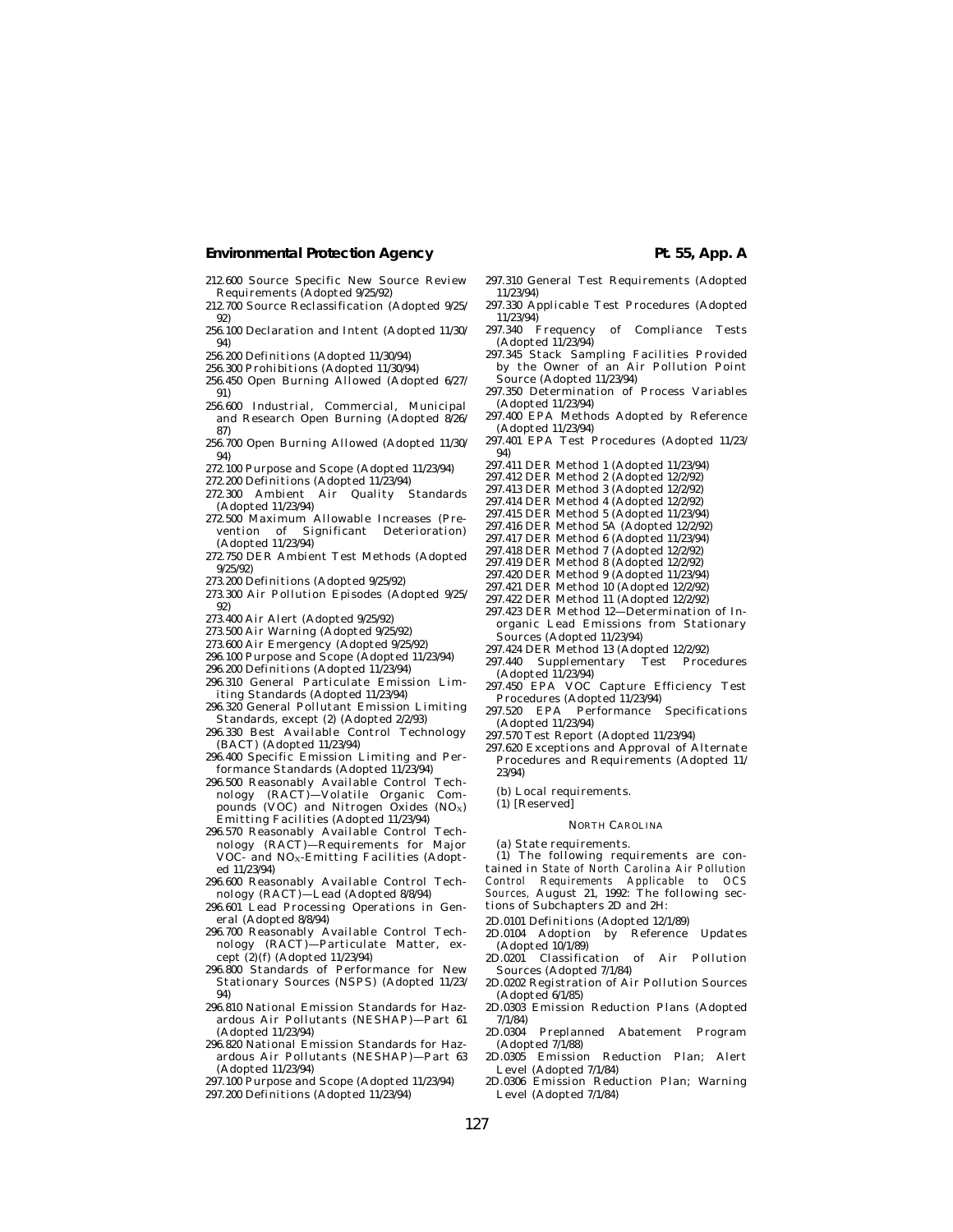212.600 Source Specific New Source Review Requirements (Adopted 9/25/92)

212.700 Source Reclassification (Adopted 9/25/92)

256.100 Declaration and Intent (Adopted 11/30/94)

256.200 Definitions (Adopted 11/30/94)

256.300 Prohibitions (Adopted 11/30/94)

256.450 Open Burning Allowed (Adopted 6/27/91)

256.600 Industrial, Commercial, Municipal and Research Open Burning (Adopted 8/26/87)

256.700 Open Burning Allowed (Adopted 11/30/94)

272.100 Purpose and Scope (Adopted 11/23/94)

272.200 Definitions (Adopted 11/23/94)

272.300 Ambient Air Quality Standards (Adopted 11/23/94)

272.500 Maximum Allowable Increases (Prevention of Significant Deterioration) (Adopted 11/23/94)

272.750 DER Ambient Test Methods (Adopted 9/25/92)

273.200 Definitions (Adopted 9/25/92)

273.300 Air Pollution Episodes (Adopted 9/25/92)

273.400 Air Alert (Adopted 9/25/92)

273.500 Air Warning (Adopted 9/25/92)

273.600 Air Emergency (Adopted 9/25/92)

296.100 Purpose and Scope (Adopted 11/23/94)

296.200 Definitions (Adopted 11/23/94)

296.310 General Particulate Emission Limiting Standards (Adopted 11/23/94)

296.320 General Pollutant Emission Limiting Standards, except (2) (Adopted 2/2/93)

296.330 Best Available Control Technology (BACT) (Adopted 11/23/94)

296.400 Specific Emission Limiting and Performance Standards (Adopted 11/23/94)

296.500 Reasonably Available Control Technology (RACT)—Volatile Organic Compounds (VOC) and Nitrogen Oxides ($NO_X$) Emitting Facilities (Adopted 11/23/94)

296.570 Reasonably Available Control Technology (RACT)—Requirements for Major VOC- and $NO_X$-Emitting Facilities (Adopted 11/23/94)

296.600 Reasonably Available Control Technology (RACT)—Lead (Adopted 8/8/94)

296.601 Lead Processing Operations in General (Adopted 8/8/94)

296.700 Reasonably Available Control Technology (RACT)—Particulate Matter, except (2)(f) (Adopted 11/23/94)

296.800 Standards of Performance for New Stationary Sources (NSPS) (Adopted 11/23/94)

296.810 National Emission Standards for Hazardous Air Pollutants (NESHAP)—Part 61 (Adopted 11/23/94)

296.820 National Emission Standards for Hazardous Air Pollutants (NESHAP)—Part 63 (Adopted 11/23/94)

297.100 Purpose and Scope (Adopted 11/23/94)

297.200 Definitions (Adopted 11/23/94)

297.310 General Test Requirements (Adopted 11/23/94)

297.330 Applicable Test Procedures (Adopted 11/23/94)

297.340 Frequency of Compliance Tests (Adopted 11/23/94)

297.345 Stack Sampling Facilities Provided by the Owner of an Air Pollution Point Source (Adopted 11/23/94)

297.350 Determination of Process Variables (Adopted 11/23/94)

297.400 EPA Methods Adopted by Reference (Adopted 11/23/94)

297.401 EPA Test Procedures (Adopted 11/23/94)

297.411 DER Method 1 (Adopted 11/23/94)

297.412 DER Method 2 (Adopted 12/2/92)

297.413 DER Method 3 (Adopted 12/2/92)

297.414 DER Method 4 (Adopted 12/2/92)

297.415 DER Method 5 (Adopted 11/23/94)

297.416 DER Method 5A (Adopted 12/2/92)

297.417 DER Method 6 (Adopted 11/23/94)

297.418 DER Method 7 (Adopted 12/2/92)

297.419 DER Method 8 (Adopted 12/2/92)

297.420 DER Method 9 (Adopted 11/23/94)

297.421 DER Method 10 (Adopted 12/2/92)

297.422 DER Method 11 (Adopted 12/2/92)

297.423 DER Method 12—Determination of Inorganic Lead Emissions from Stationary Sources (Adopted 11/23/94)

297.424 DER Method 13 (Adopted 12/2/92)

297.440 Supplementary Test Procedures (Adopted 11/23/94)

297.450 EPA VOC Capture Efficiency Test Procedures (Adopted 11/23/94)

297.520 EPA Performance Specifications (Adopted 11/23/94)

297.570 Test Report (Adopted 11/23/94)

297.620 Exceptions and Approval of Alternate Procedures and Requirements (Adopted 11/23/94)

(b) Local requirements.

(1) [Reserved]

NORTH CAROLINA

(a) State requirements.

(1) The following requirements are contained in *State of North Carolina Air Pollution Control Requirements Applicable to OCS Sources*, August 21, 1992: The following sections of Subchapters 2D and 2H:

2D.0101 Definitions (Adopted 12/1/89)

2D.0104 Adoption by Reference Updates (Adopted 10/1/89)

2D.0201 Classification of Air Pollution Sources (Adopted 7/1/84)

2D.0202 Registration of Air Pollution Sources (Adopted 6/1/85)

2D.0303 Emission Reduction Plans (Adopted 7/1/84)

2D.0304 Preplanned Abatement Program (Adopted 7/1/88)

2D.0305 Emission Reduction Plan; Alert Level (Adopted 7/1/84)

2D.0306 Emission Reduction Plan; Warning Level (Adopted 7/1/84)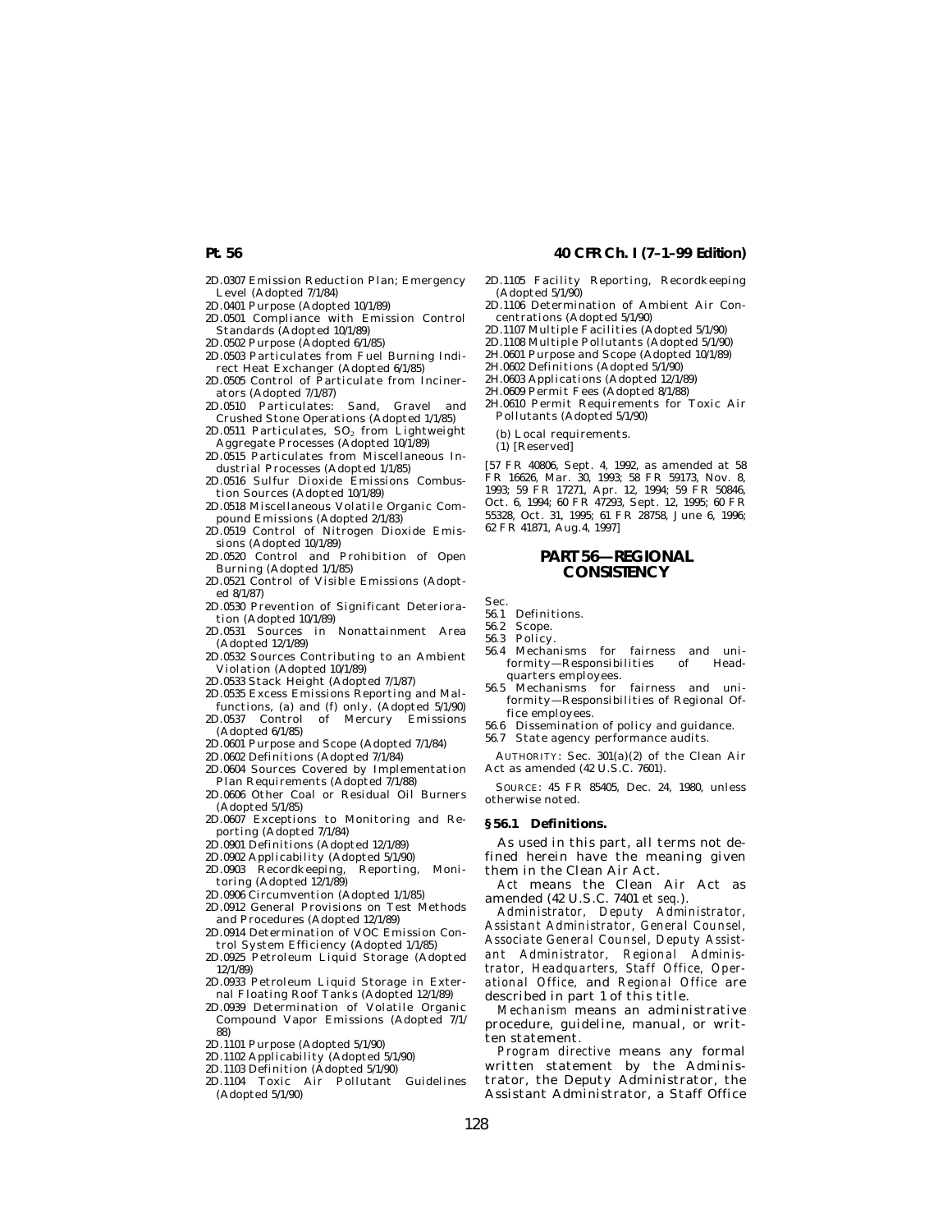2D.0307 Emission Reduction Plan; Emergency Level (Adopted 7/1/84)
2D.0401 Purpose (Adopted 10/1/89)
2D.0501 Compliance with Emission Control Standards (Adopted 10/1/89)
2D.0502 Purpose (Adopted 6/1/85)
2D.0503 Particulates from Fuel Burning Indirect Heat Exchanger (Adopted 6/1/85)
2D.0505 Control of Particulate from Incinerators (Adopted 7/1/87)
2D.0510 Particulates: Sand, Gravel and Crushed Stone Operations (Adopted 1/1/85)
2D.0511 Particulates, $SO_2$ from Lightweight Aggregate Processes (Adopted 10/1/89)
2D.0515 Particulates from Miscellaneous Industrial Processes (Adopted 1/1/85)
2D.0516 Sulfur Dioxide Emissions Combustion Sources (Adopted 10/1/89)
2D.0518 Miscellaneous Volatile Organic Compound Emissions (Adopted 2/1/83)
2D.0519 Control of Nitrogen Dioxide Emissions (Adopted 10/1/89)
2D.0520 Control and Prohibition of Open Burning (Adopted 1/1/85)
2D.0521 Control of Visible Emissions (Adopted 8/1/87)
2D.0530 Prevention of Significant Deterioration (Adopted 10/1/89)
2D.0531 Sources in Nonattainment Area (Adopted 12/1/89)
2D.0532 Sources Contributing to an Ambient Violation (Adopted 10/1/89)
2D.0533 Stack Height (Adopted 7/1/87)
2D.0535 Excess Emissions Reporting and Malfunctions, (a) and (f) only. (Adopted 5/1/90)
2D.0537 Control of Mercury Emissions (Adopted 6/1/85)
2D.0601 Purpose and Scope (Adopted 7/1/84)
2D.0602 Definitions (Adopted 7/1/84)
2D.0604 Sources Covered by Implementation Plan Requirements (Adopted 7/1/88)
2D.0606 Other Coal or Residual Oil Burners (Adopted 5/1/85)
2D.0607 Exceptions to Monitoring and Reporting (Adopted 7/1/84)
2D.0901 Definitions (Adopted 12/1/89)
2D.0902 Applicability (Adopted 5/1/90)
2D.0903 Recordkeeping, Reporting, Monitoring (Adopted 12/1/89)
2D.0906 Circumvention (Adopted 1/1/85)
2D.0912 General Provisions on Test Methods and Procedures (Adopted 12/1/89)
2D.0914 Determination of VOC Emission Control System Efficiency (Adopted 1/1/85)
2D.0925 Petroleum Liquid Storage (Adopted 12/1/89)
2D.0933 Petroleum Liquid Storage in External Floating Roof Tanks (Adopted 12/1/89)
2D.0939 Determination of Volatile Organic Compound Vapor Emissions (Adopted 7/1/88)
2D.1101 Purpose (Adopted 5/1/90)
2D.1102 Applicability (Adopted 5/1/90)
2D.1103 Definition (Adopted 5/1/90)
2D.1104 Toxic Air Pollutant Guidelines (Adopted 5/1/90)
2D.1105 Facility Reporting, Recordkeeping (Adopted 5/1/90)
2D.1106 Determination of Ambient Air Concentrations (Adopted 5/1/90)
2D.1107 Multiple Facilities (Adopted 5/1/90)
2D.1108 Multiple Pollutants (Adopted 5/1/90)
2H.0601 Purpose and Scope (Adopted 10/1/89)
2H.0602 Definitions (Adopted 5/1/90)
2H.0603 Applications (Adopted 12/1/89)
2H.0609 Permit Fees (Adopted 8/1/88)
2H.0610 Permit Requirements for Toxic Air Pollutants (Adopted 5/1/90)

(b) Local requirements.

(1) [Reserved]

[57 FR 40806, Sept. 4, 1992, as amended at 58 FR 16626, Mar. 30, 1993; 58 FR 59173, Nov. 8, 1993; 59 FR 17271, Apr. 12, 1994; 59 FR 50846, Oct. 6, 1994; 60 FR 47293, Sept. 12, 1995; 60 FR 55328, Oct. 31, 1995; 61 FR 28758, June 6, 1996; 62 FR 41871, Aug.4, 1997]

# PART 56—REGIONAL CONSISTENCY

Sec.
56.1 Definitions.
56.2 Scope.
56.3 Policy.
56.4 Mechanisms for fairness and uniformity—Responsibilities of Headquarters employees.
56.5 Mechanisms for fairness and uniformity—Responsibilities of Regional Office employees.
56.6 Dissemination of policy and guidance.
56.7 State agency performance audits.

AUTHORITY: Sec. 301(a)(2) of the Clean Air Act as amended (42 U.S.C. 7601).

SOURCE: 45 FR 85405, Dec. 24, 1980, unless otherwise noted.

## §56.1 Definitions.

As used in this part, all terms not defined herein have the meaning given them in the Clean Air Act.

*Act* means the Clean Air Act as amended (42 U.S.C. 7401 *et seq.*).

*Administrator, Deputy Administrator, Assistant Administrator, General Counsel, Associate General Counsel, Deputy Assistant Administrator, Regional Administrator, Headquarters, Staff Office, Operational Office,* and *Regional Office* are described in part 1 of this title.

*Mechanism* means an administrative procedure, guideline, manual, or written statement.

*Program directive* means any formal written statement by the Administrator, the Deputy Administrator, the Assistant Administrator, a Staff Office